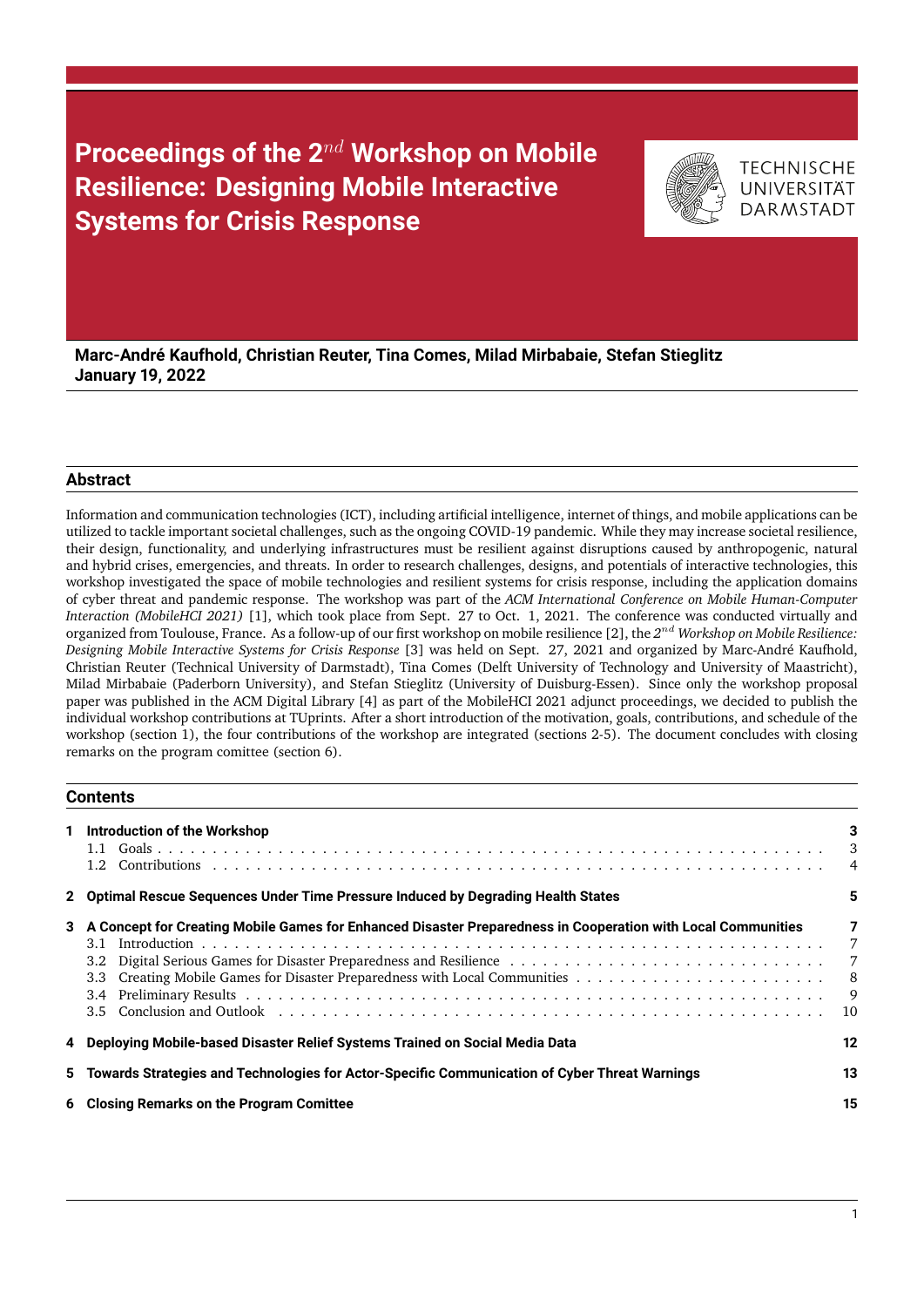# Proceedings of the $2^{nd}$ Workshop on Mobile Resilience: Designing Mobile Interactive Systems for Crisis Response

TECHNISCHE UNIVERSITÄT DARMSTADT

**Marc-André Kaufhold, Christian Reuter, Tina Comes, Milad Mirbabaie, Stefan Stieglitz**
**January 19, 2022**

## Abstract

Information and communication technologies (ICT), including artificial intelligence, internet of things, and mobile applications can be utilized to tackle important societal challenges, such as the ongoing COVID-19 pandemic. While they may increase societal resilience, their design, functionality, and underlying infrastructures must be resilient against disruptions caused by anthropogenic, natural and hybrid crises, emergencies, and threats. In order to research challenges, designs, and potentials of interactive technologies, this workshop investigated the space of mobile technologies and resilient systems for crisis response, including the application domains of cyber threat and pandemic response. The workshop was part of the *ACM International Conference on Mobile Human-Computer Interaction (MobileHCI 2021)* [1], which took place from Sept. 27 to Oct. 1, 2021. The conference was conducted virtually and organized from Toulouse, France. As a follow-up of our first workshop on mobile resilience [2], the *$2^{nd}$ Workshop on Mobile Resilience: Designing Mobile Interactive Systems for Crisis Response* [3] was held on Sept. 27, 2021 and organized by Marc-André Kaufhold, Christian Reuter (Technical University of Darmstadt), Tina Comes (Delft University of Technology and University of Maastricht), Milad Mirbabaie (Paderborn University), and Stefan Stieglitz (University of Duisburg-Essen). Since only the workshop proposal paper was published in the ACM Digital Library [4] as part of the MobileHCI 2021 adjunct proceedings, we decided to publish the individual workshop contributions at TUprints. After a short introduction of the motivation, goals, contributions, and schedule of the workshop (section 1), the four contributions of the workshop are integrated (sections 2-5). The document concludes with closing remarks on the program comittee (section 6).

## Contents

**1 Introduction of the Workshop** — 3
- 1.1 Goals — 3
- 1.2 Contributions — 4

**2 Optimal Rescue Sequences Under Time Pressure Induced by Degrading Health States** — 5

**3 A Concept for Creating Mobile Games for Enhanced Disaster Preparedness in Cooperation with Local Communities** — 7
- 3.1 Introduction — 7
- 3.2 Digital Serious Games for Disaster Preparedness and Resilience — 7
- 3.3 Creating Mobile Games for Disaster Preparedness with Local Communities — 8
- 3.4 Preliminary Results — 9
- 3.5 Conclusion and Outlook — 10

**4 Deploying Mobile-based Disaster Relief Systems Trained on Social Media Data** — 12

**5 Towards Strategies and Technologies for Actor-Specific Communication of Cyber Threat Warnings** — 13

**6 Closing Remarks on the Program Comittee** — 15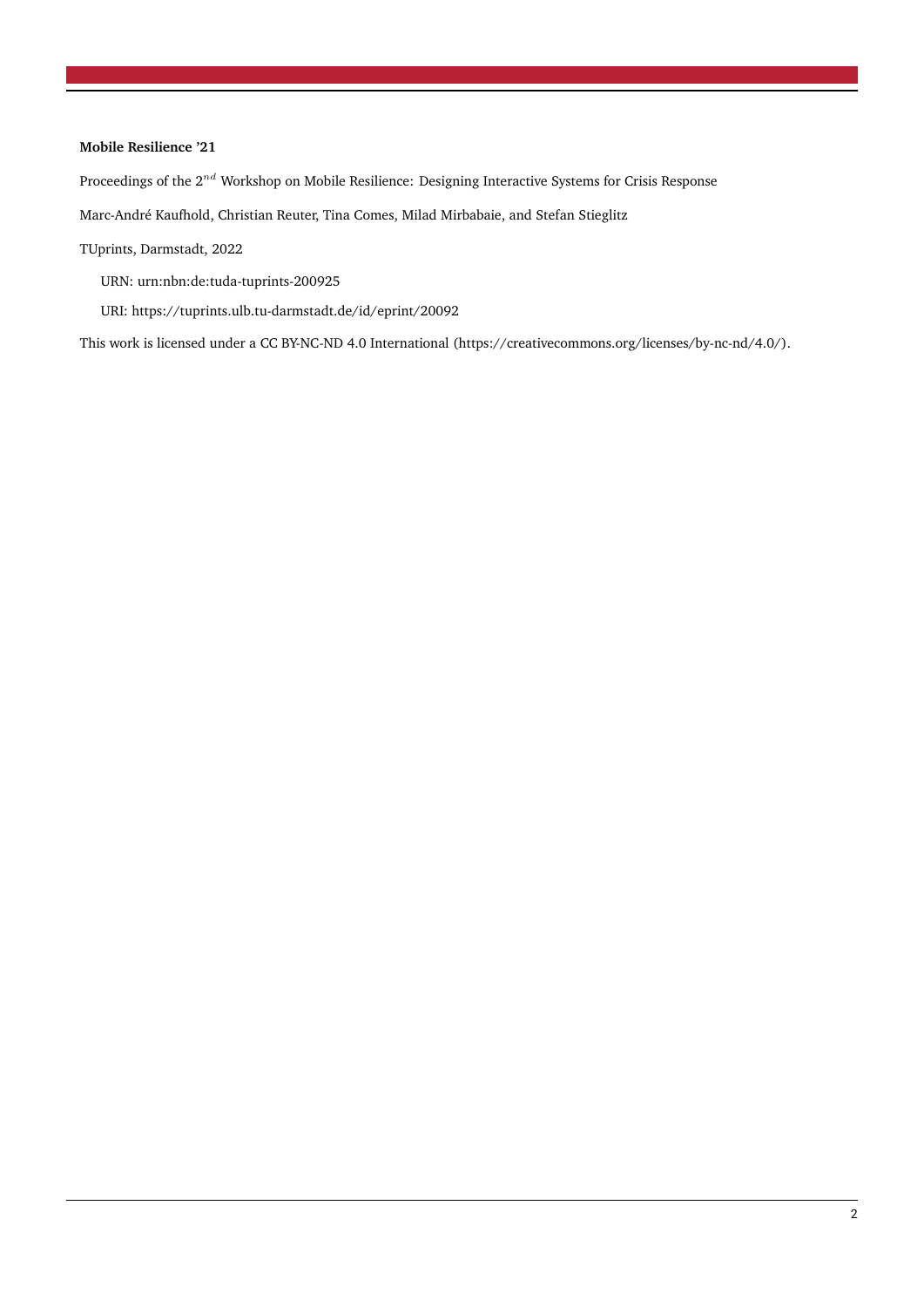**Mobile Resilience '21**

Proceedings of the 2$^{nd}$ Workshop on Mobile Resilience: Designing Interactive Systems for Crisis Response

Marc-André Kaufhold, Christian Reuter, Tina Comes, Milad Mirbabaie, and Stefan Stieglitz

TUprints, Darmstadt, 2022

URN: urn:nbn:de:tuda-tuprints-200925

URI: https://tuprints.ulb.tu-darmstadt.de/id/eprint/20092

This work is licensed under a CC BY-NC-ND 4.0 International (https://creativecommons.org/licenses/by-nc-nd/4.0/).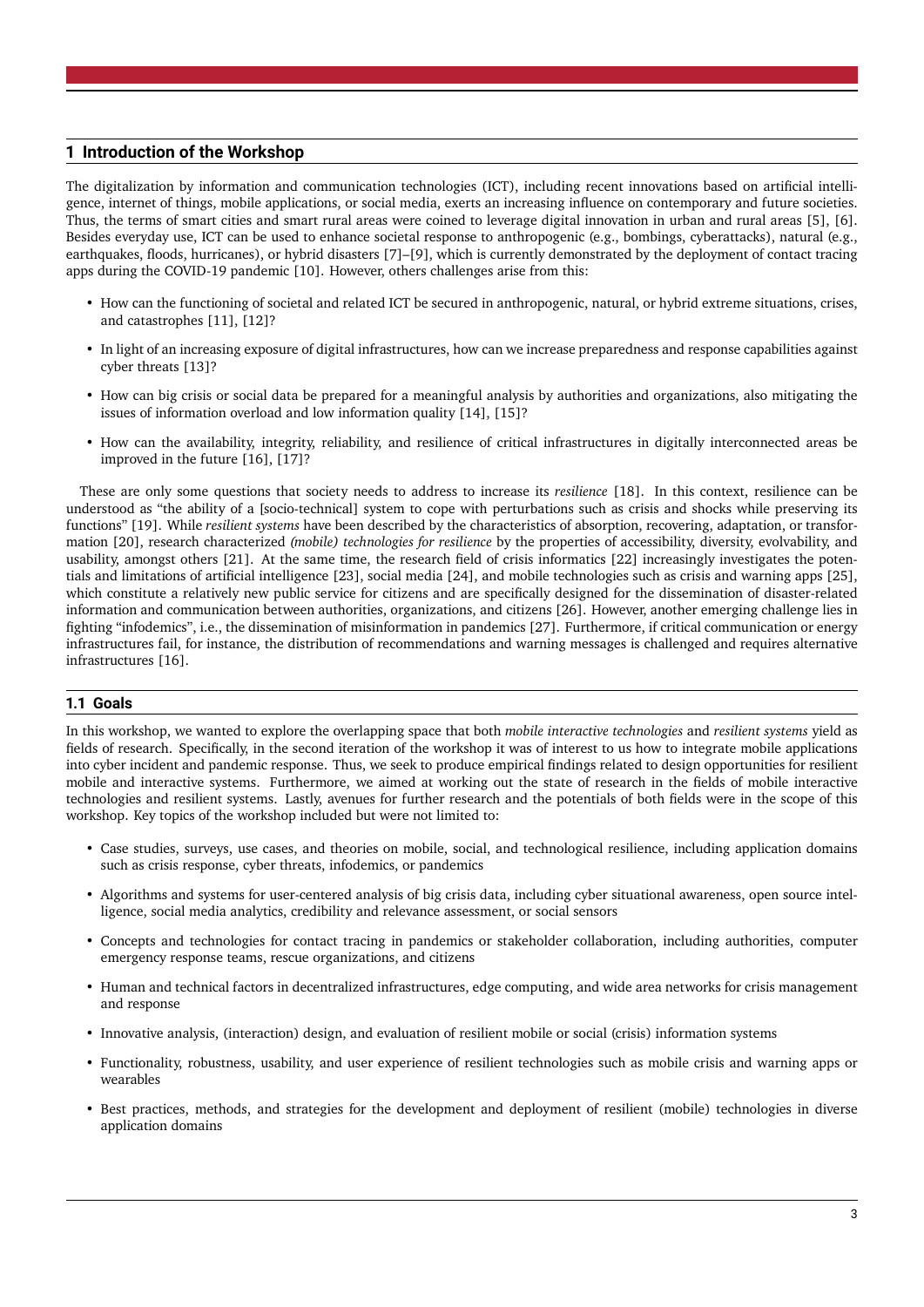## 1 Introduction of the Workshop

The digitalization by information and communication technologies (ICT), including recent innovations based on artificial intelligence, internet of things, mobile applications, or social media, exerts an increasing influence on contemporary and future societies. Thus, the terms of smart cities and smart rural areas were coined to leverage digital innovation in urban and rural areas [5], [6]. Besides everyday use, ICT can be used to enhance societal response to anthropogenic (e.g., bombings, cyberattacks), natural (e.g., earthquakes, floods, hurricanes), or hybrid disasters [7]–[9], which is currently demonstrated by the deployment of contact tracing apps during the COVID-19 pandemic [10]. However, others challenges arise from this:

- How can the functioning of societal and related ICT be secured in anthropogenic, natural, or hybrid extreme situations, crises, and catastrophes [11], [12]?
- In light of an increasing exposure of digital infrastructures, how can we increase preparedness and response capabilities against cyber threats [13]?
- How can big crisis or social data be prepared for a meaningful analysis by authorities and organizations, also mitigating the issues of information overload and low information quality [14], [15]?
- How can the availability, integrity, reliability, and resilience of critical infrastructures in digitally interconnected areas be improved in the future [16], [17]?

These are only some questions that society needs to address to increase its *resilience* [18]. In this context, resilience can be understood as "the ability of a [socio-technical] system to cope with perturbations such as crisis and shocks while preserving its functions" [19]. While *resilient systems* have been described by the characteristics of absorption, recovering, adaptation, or transformation [20], research characterized *(mobile) technologies for resilience* by the properties of accessibility, diversity, evolvability, and usability, amongst others [21]. At the same time, the research field of crisis informatics [22] increasingly investigates the potentials and limitations of artificial intelligence [23], social media [24], and mobile technologies such as crisis and warning apps [25], which constitute a relatively new public service for citizens and are specifically designed for the dissemination of disaster-related information and communication between authorities, organizations, and citizens [26]. However, another emerging challenge lies in fighting "infodemics", i.e., the dissemination of misinformation in pandemics [27]. Furthermore, if critical communication or energy infrastructures fail, for instance, the distribution of recommendations and warning messages is challenged and requires alternative infrastructures [16].

### 1.1 Goals

In this workshop, we wanted to explore the overlapping space that both *mobile interactive technologies* and *resilient systems* yield as fields of research. Specifically, in the second iteration of the workshop it was of interest to us how to integrate mobile applications into cyber incident and pandemic response. Thus, we seek to produce empirical findings related to design opportunities for resilient mobile and interactive systems. Furthermore, we aimed at working out the state of research in the fields of mobile interactive technologies and resilient systems. Lastly, avenues for further research and the potentials of both fields were in the scope of this workshop. Key topics of the workshop included but were not limited to:

- Case studies, surveys, use cases, and theories on mobile, social, and technological resilience, including application domains such as crisis response, cyber threats, infodemics, or pandemics
- Algorithms and systems for user-centered analysis of big crisis data, including cyber situational awareness, open source intelligence, social media analytics, credibility and relevance assessment, or social sensors
- Concepts and technologies for contact tracing in pandemics or stakeholder collaboration, including authorities, computer emergency response teams, rescue organizations, and citizens
- Human and technical factors in decentralized infrastructures, edge computing, and wide area networks for crisis management and response
- Innovative analysis, (interaction) design, and evaluation of resilient mobile or social (crisis) information systems
- Functionality, robustness, usability, and user experience of resilient technologies such as mobile crisis and warning apps or wearables
- Best practices, methods, and strategies for the development and deployment of resilient (mobile) technologies in diverse application domains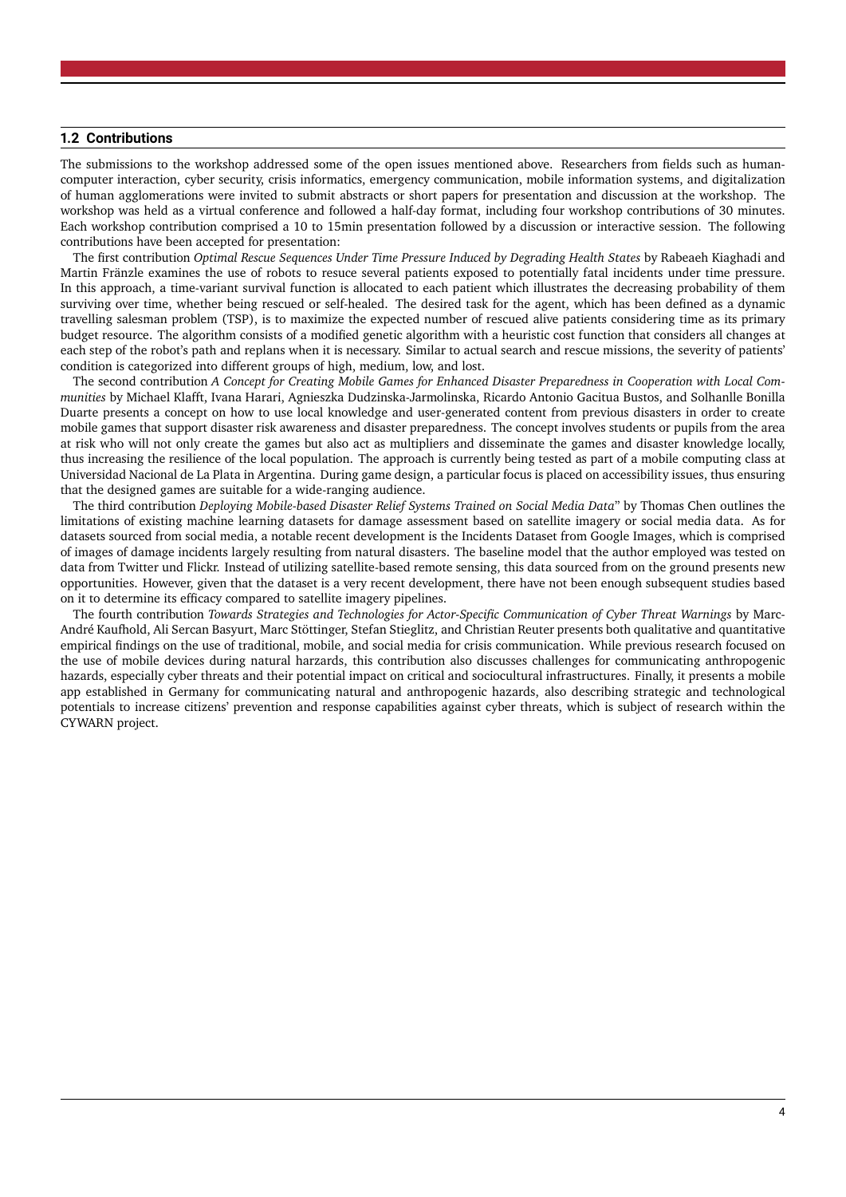### 1.2 Contributions

The submissions to the workshop addressed some of the open issues mentioned above. Researchers from fields such as human-computer interaction, cyber security, crisis informatics, emergency communication, mobile information systems, and digitalization of human agglomerations were invited to submit abstracts or short papers for presentation and discussion at the workshop. The workshop was held as a virtual conference and followed a half-day format, including four workshop contributions of 30 minutes. Each workshop contribution comprised a 10 to 15min presentation followed by a discussion or interactive session. The following contributions have been accepted for presentation:

The first contribution *Optimal Rescue Sequences Under Time Pressure Induced by Degrading Health States* by Rabeaeh Kiaghadi and Martin Fränzle examines the use of robots to resuce several patients exposed to potentially fatal incidents under time pressure. In this approach, a time-variant survival function is allocated to each patient which illustrates the decreasing probability of them surviving over time, whether being rescued or self-healed. The desired task for the agent, which has been defined as a dynamic travelling salesman problem (TSP), is to maximize the expected number of rescued alive patients considering time as its primary budget resource. The algorithm consists of a modified genetic algorithm with a heuristic cost function that considers all changes at each step of the robot's path and replans when it is necessary. Similar to actual search and rescue missions, the severity of patients' condition is categorized into different groups of high, medium, low, and lost.

The second contribution *A Concept for Creating Mobile Games for Enhanced Disaster Preparedness in Cooperation with Local Communities* by Michael Klafft, Ivana Harari, Agnieszka Dudzinska-Jarmolinska, Ricardo Antonio Gacitua Bustos, and Solhanlle Bonilla Duarte presents a concept on how to use local knowledge and user-generated content from previous disasters in order to create mobile games that support disaster risk awareness and disaster preparedness. The concept involves students or pupils from the area at risk who will not only create the games but also act as multipliers and disseminate the games and disaster knowledge locally, thus increasing the resilience of the local population. The approach is currently being tested as part of a mobile computing class at Universidad Nacional de La Plata in Argentina. During game design, a particular focus is placed on accessibility issues, thus ensuring that the designed games are suitable for a wide-ranging audience.

The third contribution *Deploying Mobile-based Disaster Relief Systems Trained on Social Media Data*" by Thomas Chen outlines the limitations of existing machine learning datasets for damage assessment based on satellite imagery or social media data. As for datasets sourced from social media, a notable recent development is the Incidents Dataset from Google Images, which is comprised of images of damage incidents largely resulting from natural disasters. The baseline model that the author employed was tested on data from Twitter und Flickr. Instead of utilizing satellite-based remote sensing, this data sourced from on the ground presents new opportunities. However, given that the dataset is a very recent development, there have not been enough subsequent studies based on it to determine its efficacy compared to satellite imagery pipelines.

The fourth contribution *Towards Strategies and Technologies for Actor-Specific Communication of Cyber Threat Warnings* by Marc-André Kaufhold, Ali Sercan Basyurt, Marc Stöttinger, Stefan Stieglitz, and Christian Reuter presents both qualitative and quantitative empirical findings on the use of traditional, mobile, and social media for crisis communication. While previous research focused on the use of mobile devices during natural harzards, this contribution also discusses challenges for communicating anthropogenic hazards, especially cyber threats and their potential impact on critical and sociocultural infrastructures. Finally, it presents a mobile app established in Germany for communicating natural and anthropogenic hazards, also describing strategic and technological potentials to increase citizens' prevention and response capabilities against cyber threats, which is subject of research within the CYWARN project.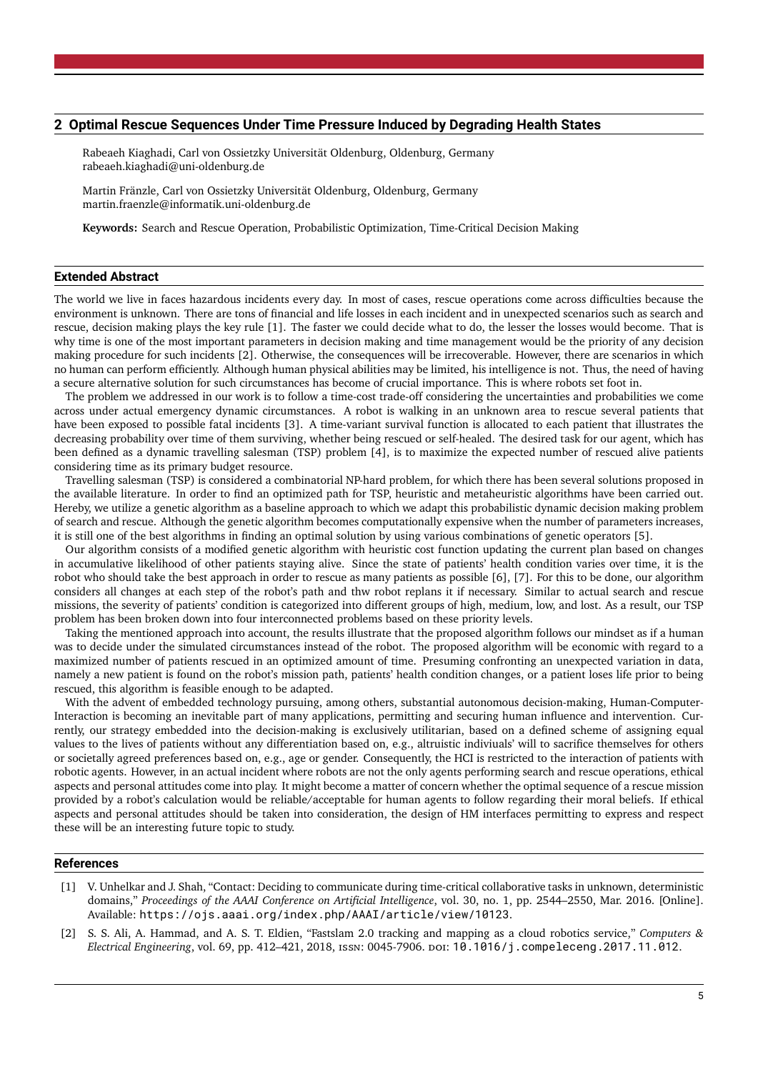## 2 Optimal Rescue Sequences Under Time Pressure Induced by Degrading Health States

Rabeaeh Kiaghadi, Carl von Ossietzky Universität Oldenburg, Oldenburg, Germany
rabeaeh.kiaghadi@uni-oldenburg.de

Martin Fränzle, Carl von Ossietzky Universität Oldenburg, Oldenburg, Germany
martin.fraenzle@informatik.uni-oldenburg.de

**Keywords:** Search and Rescue Operation, Probabilistic Optimization, Time-Critical Decision Making

### Extended Abstract

The world we live in faces hazardous incidents every day. In most of cases, rescue operations come across difficulties because the environment is unknown. There are tons of financial and life losses in each incident and in unexpected scenarios such as search and rescue, decision making plays the key rule [1]. The faster we could decide what to do, the lesser the losses would become. That is why time is one of the most important parameters in decision making and time management would be the priority of any decision making procedure for such incidents [2]. Otherwise, the consequences will be irrecoverable. However, there are scenarios in which no human can perform efficiently. Although human physical abilities may be limited, his intelligence is not. Thus, the need of having a secure alternative solution for such circumstances has become of crucial importance. This is where robots set foot in.

The problem we addressed in our work is to follow a time-cost trade-off considering the uncertainties and probabilities we come across under actual emergency dynamic circumstances. A robot is walking in an unknown area to rescue several patients that have been exposed to possible fatal incidents [3]. A time-variant survival function is allocated to each patient that illustrates the decreasing probability over time of them surviving, whether being rescued or self-healed. The desired task for our agent, which has been defined as a dynamic travelling salesman (TSP) problem [4], is to maximize the expected number of rescued alive patients considering time as its primary budget resource.

Travelling salesman (TSP) is considered a combinatorial NP-hard problem, for which there has been several solutions proposed in the available literature. In order to find an optimized path for TSP, heuristic and metaheuristic algorithms have been carried out. Hereby, we utilize a genetic algorithm as a baseline approach to which we adapt this probabilistic dynamic decision making problem of search and rescue. Although the genetic algorithm becomes computationally expensive when the number of parameters increases, it is still one of the best algorithms in finding an optimal solution by using various combinations of genetic operators [5].

Our algorithm consists of a modified genetic algorithm with heuristic cost function updating the current plan based on changes in accumulative likelihood of other patients staying alive. Since the state of patients' health condition varies over time, it is the robot who should take the best approach in order to rescue as many patients as possible [6], [7]. For this to be done, our algorithm considers all changes at each step of the robot's path and thw robot replans it if necessary. Similar to actual search and rescue missions, the severity of patients' condition is categorized into different groups of high, medium, low, and lost. As a result, our TSP problem has been broken down into four interconnected problems based on these priority levels.

Taking the mentioned approach into account, the results illustrate that the proposed algorithm follows our mindset as if a human was to decide under the simulated circumstances instead of the robot. The proposed algorithm will be economic with regard to a maximized number of patients rescued in an optimized amount of time. Presuming confronting an unexpected variation in data, namely a new patient is found on the robot's mission path, patients' health condition changes, or a patient loses life prior to being rescued, this algorithm is feasible enough to be adapted.

With the advent of embedded technology pursuing, among others, substantial autonomous decision-making, Human-Computer-Interaction is becoming an inevitable part of many applications, permitting and securing human influence and intervention. Currently, our strategy embedded into the decision-making is exclusively utilitarian, based on a defined scheme of assigning equal values to the lives of patients without any differentiation based on, e.g., altruistic indiviuals' will to sacrifice themselves for others or societally agreed preferences based on, e.g., age or gender. Consequently, the HCI is restricted to the interaction of patients with robotic agents. However, in an actual incident where robots are not the only agents performing search and rescue operations, ethical aspects and personal attitudes come into play. It might become a matter of concern whether the optimal sequence of a rescue mission provided by a robot's calculation would be reliable/acceptable for human agents to follow regarding their moral beliefs. If ethical aspects and personal attitudes should be taken into consideration, the design of HM interfaces permitting to express and respect these will be an interesting future topic to study.

### References

[1] V. Unhelkar and J. Shah, "Contact: Deciding to communicate during time-critical collaborative tasks in unknown, deterministic domains," *Proceedings of the AAAI Conference on Artificial Intelligence*, vol. 30, no. 1, pp. 2544–2550, Mar. 2016. [Online]. Available: https://ojs.aaai.org/index.php/AAAI/article/view/10123.

[2] S. S. Ali, A. Hammad, and A. S. T. Eldien, "Fastslam 2.0 tracking and mapping as a cloud robotics service," *Computers & Electrical Engineering*, vol. 69, pp. 412–421, 2018, ISSN: 0045-7906. DOI: 10.1016/j.compeleceng.2017.11.012.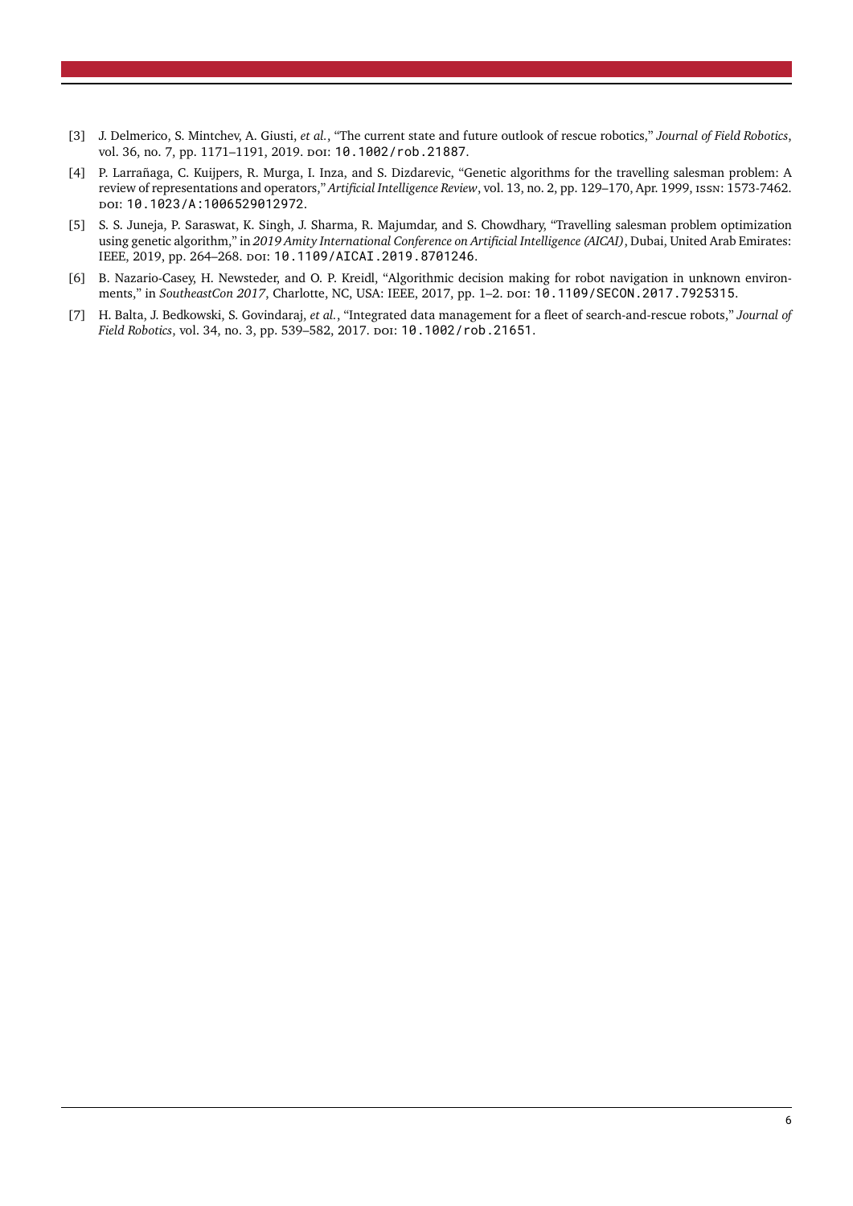[3] J. Delmerico, S. Mintchev, A. Giusti, *et al.*, "The current state and future outlook of rescue robotics," *Journal of Field Robotics*, vol. 36, no. 7, pp. 1171–1191, 2019. DOI: 10.1002/rob.21887.

[4] P. Larrañaga, C. Kuijpers, R. Murga, I. Inza, and S. Dizdarevic, "Genetic algorithms for the travelling salesman problem: A review of representations and operators," *Artificial Intelligence Review*, vol. 13, no. 2, pp. 129–170, Apr. 1999, ISSN: 1573-7462. DOI: 10.1023/A:1006529012972.

[5] S. S. Juneja, P. Saraswat, K. Singh, J. Sharma, R. Majumdar, and S. Chowdhary, "Travelling salesman problem optimization using genetic algorithm," in *2019 Amity International Conference on Artificial Intelligence (AICAI)*, Dubai, United Arab Emirates: IEEE, 2019, pp. 264–268. DOI: 10.1109/AICAI.2019.8701246.

[6] B. Nazario-Casey, H. Newsteder, and O. P. Kreidl, "Algorithmic decision making for robot navigation in unknown environments," in *SoutheastCon 2017*, Charlotte, NC, USA: IEEE, 2017, pp. 1–2. DOI: 10.1109/SECON.2017.7925315.

[7] H. Balta, J. Bedkowski, S. Govindaraj, *et al.*, "Integrated data management for a fleet of search-and-rescue robots," *Journal of Field Robotics*, vol. 34, no. 3, pp. 539–582, 2017. DOI: 10.1002/rob.21651.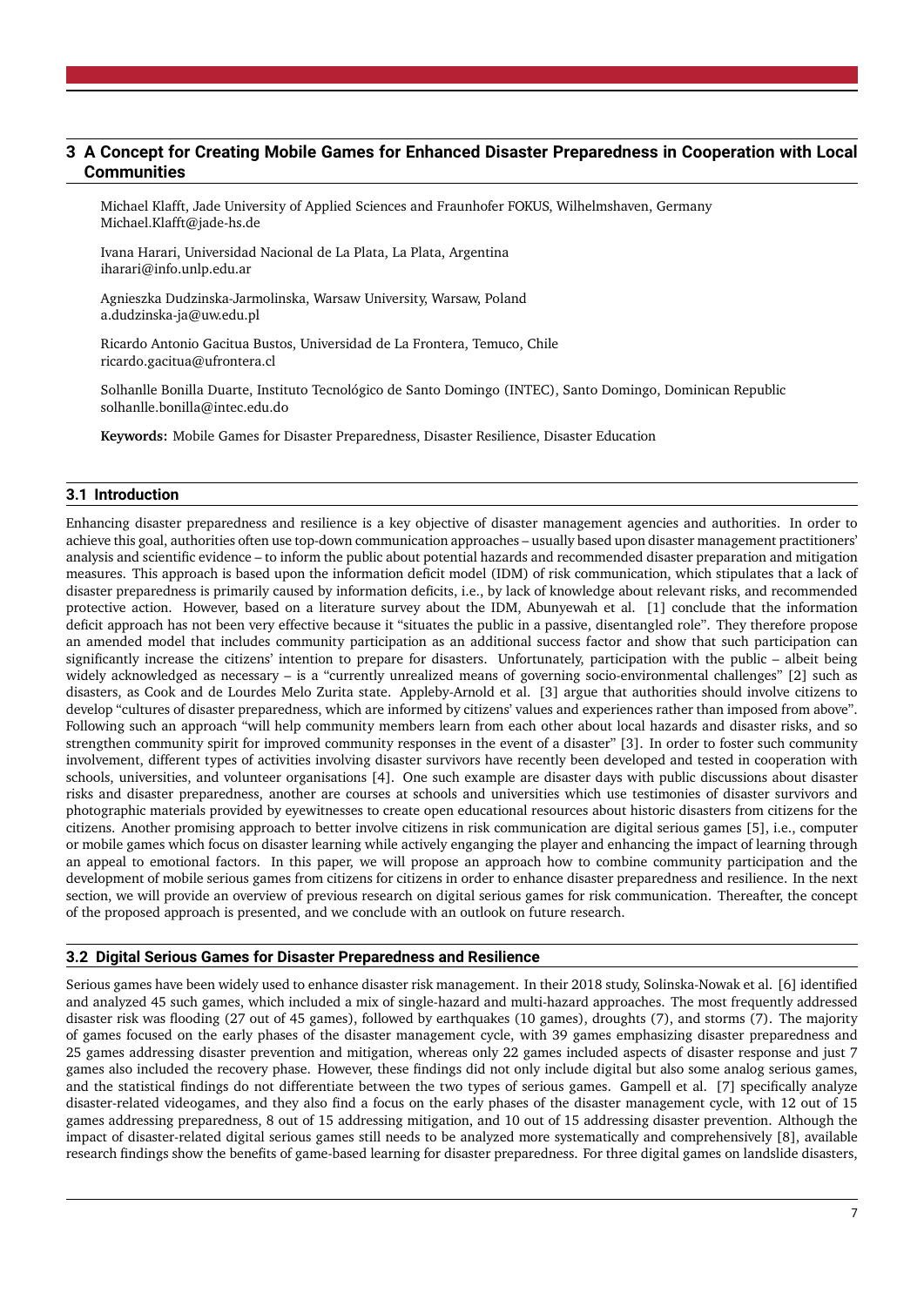## 3 A Concept for Creating Mobile Games for Enhanced Disaster Preparedness in Cooperation with Local Communities

Michael Klafft, Jade University of Applied Sciences and Fraunhofer FOKUS, Wilhelmshaven, Germany
Michael.Klafft@jade-hs.de

Ivana Harari, Universidad Nacional de La Plata, La Plata, Argentina
iharari@info.unlp.edu.ar

Agnieszka Dudzinska-Jarmolinska, Warsaw University, Warsaw, Poland
a.dudzinska-ja@uw.edu.pl

Ricardo Antonio Gacitua Bustos, Universidad de La Frontera, Temuco, Chile
ricardo.gacitua@ufrontera.cl

Solhanlle Bonilla Duarte, Instituto Tecnológico de Santo Domingo (INTEC), Santo Domingo, Dominican Republic
solhanlle.bonilla@intec.edu.do

**Keywords:** Mobile Games for Disaster Preparedness, Disaster Resilience, Disaster Education

### 3.1 Introduction

Enhancing disaster preparedness and resilience is a key objective of disaster management agencies and authorities. In order to achieve this goal, authorities often use top-down communication approaches – usually based upon disaster management practitioners' analysis and scientific evidence – to inform the public about potential hazards and recommended disaster preparation and mitigation measures. This approach is based upon the information deficit model (IDM) of risk communication, which stipulates that a lack of disaster preparedness is primarily caused by information deficits, i.e., by lack of knowledge about relevant risks, and recommended protective action. However, based on a literature survey about the IDM, Abunyewah et al. [1] conclude that the information deficit approach has not been very effective because it "situates the public in a passive, disentangled role". They therefore propose an amended model that includes community participation as an additional success factor and show that such participation can significantly increase the citizens' intention to prepare for disasters. Unfortunately, participation with the public – albeit being widely acknowledged as necessary – is a "currently unrealized means of governing socio-environmental challenges" [2] such as disasters, as Cook and de Lourdes Melo Zurita state. Appleby-Arnold et al. [3] argue that authorities should involve citizens to develop "cultures of disaster preparedness, which are informed by citizens' values and experiences rather than imposed from above". Following such an approach "will help community members learn from each other about local hazards and disaster risks, and so strengthen community spirit for improved community responses in the event of a disaster" [3]. In order to foster such community involvement, different types of activities involving disaster survivors have recently been developed and tested in cooperation with schools, universities, and volunteer organisations [4]. One such example are disaster days with public discussions about disaster risks and disaster preparedness, another are courses at schools and universities which use testimonies of disaster survivors and photographic materials provided by eyewitnesses to create open educational resources about historic disasters from citizens for the citizens. Another promising approach to better involve citizens in risk communication are digital serious games [5], i.e., computer or mobile games which focus on disaster learning while actively enganging the player and enhancing the impact of learning through an appeal to emotional factors. In this paper, we will propose an approach how to combine community participation and the development of mobile serious games from citizens for citizens in order to enhance disaster preparedness and resilience. In the next section, we will provide an overview of previous research on digital serious games for risk communication. Thereafter, the concept of the proposed approach is presented, and we conclude with an outlook on future research.

### 3.2 Digital Serious Games for Disaster Preparedness and Resilience

Serious games have been widely used to enhance disaster risk management. In their 2018 study, Solinska-Nowak et al. [6] identified and analyzed 45 such games, which included a mix of single-hazard and multi-hazard approaches. The most frequently addressed disaster risk was flooding (27 out of 45 games), followed by earthquakes (10 games), droughts (7), and storms (7). The majority of games focused on the early phases of the disaster management cycle, with 39 games emphasizing disaster preparedness and 25 games addressing disaster prevention and mitigation, whereas only 22 games included aspects of disaster response and just 7 games also included the recovery phase. However, these findings did not only include digital but also some analog serious games, and the statistical findings do not differentiate between the two types of serious games. Gampell et al. [7] specifically analyze disaster-related videogames, and they also find a focus on the early phases of the disaster management cycle, with 12 out of 15 games addressing preparedness, 8 out of 15 addressing mitigation, and 10 out of 15 addressing disaster prevention. Although the impact of disaster-related digital serious games still needs to be analyzed more systematically and comprehensively [8], available research findings show the benefits of game-based learning for disaster preparedness. For three digital games on landslide disasters,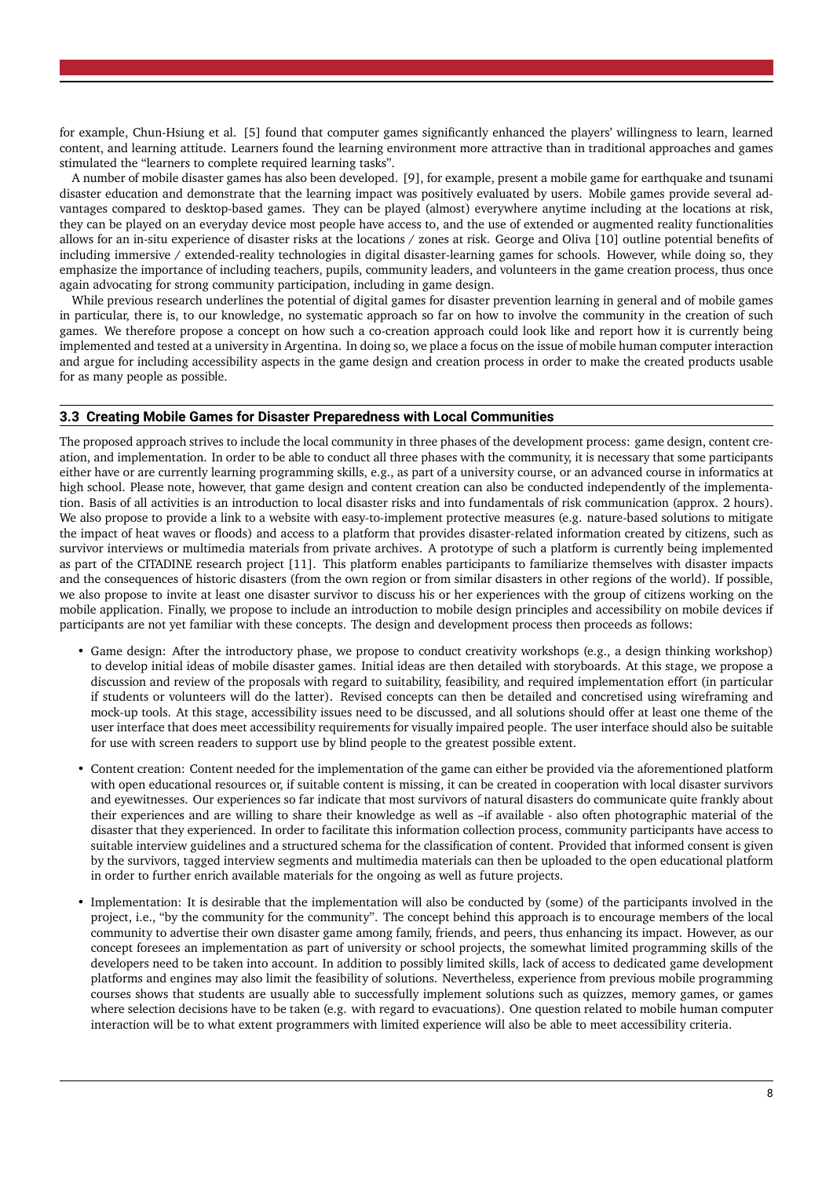for example, Chun-Hsiung et al. [5] found that computer games significantly enhanced the players' willingness to learn, learned content, and learning attitude. Learners found the learning environment more attractive than in traditional approaches and games stimulated the "learners to complete required learning tasks".

A number of mobile disaster games has also been developed. [9], for example, present a mobile game for earthquake and tsunami disaster education and demonstrate that the learning impact was positively evaluated by users. Mobile games provide several advantages compared to desktop-based games. They can be played (almost) everywhere anytime including at the locations at risk, they can be played on an everyday device most people have access to, and the use of extended or augmented reality functionalities allows for an in-situ experience of disaster risks at the locations / zones at risk. George and Oliva [10] outline potential benefits of including immersive / extended-reality technologies in digital disaster-learning games for schools. However, while doing so, they emphasize the importance of including teachers, pupils, community leaders, and volunteers in the game creation process, thus once again advocating for strong community participation, including in game design.

While previous research underlines the potential of digital games for disaster prevention learning in general and of mobile games in particular, there is, to our knowledge, no systematic approach so far on how to involve the community in the creation of such games. We therefore propose a concept on how such a co-creation approach could look like and report how it is currently being implemented and tested at a university in Argentina. In doing so, we place a focus on the issue of mobile human computer interaction and argue for including accessibility aspects in the game design and creation process in order to make the created products usable for as many people as possible.

### 3.3 Creating Mobile Games for Disaster Preparedness with Local Communities

The proposed approach strives to include the local community in three phases of the development process: game design, content creation, and implementation. In order to be able to conduct all three phases with the community, it is necessary that some participants either have or are currently learning programming skills, e.g., as part of a university course, or an advanced course in informatics at high school. Please note, however, that game design and content creation can also be conducted independently of the implementation. Basis of all activities is an introduction to local disaster risks and into fundamentals of risk communication (approx. 2 hours). We also propose to provide a link to a website with easy-to-implement protective measures (e.g. nature-based solutions to mitigate the impact of heat waves or floods) and access to a platform that provides disaster-related information created by citizens, such as survivor interviews or multimedia materials from private archives. A prototype of such a platform is currently being implemented as part of the CITADINE research project [11]. This platform enables participants to familiarize themselves with disaster impacts and the consequences of historic disasters (from the own region or from similar disasters in other regions of the world). If possible, we also propose to invite at least one disaster survivor to discuss his or her experiences with the group of citizens working on the mobile application. Finally, we propose to include an introduction to mobile design principles and accessibility on mobile devices if participants are not yet familiar with these concepts. The design and development process then proceeds as follows:

- Game design: After the introductory phase, we propose to conduct creativity workshops (e.g., a design thinking workshop) to develop initial ideas of mobile disaster games. Initial ideas are then detailed with storyboards. At this stage, we propose a discussion and review of the proposals with regard to suitability, feasibility, and required implementation effort (in particular if students or volunteers will do the latter). Revised concepts can then be detailed and concretised using wireframing and mock-up tools. At this stage, accessibility issues need to be discussed, and all solutions should offer at least one theme of the user interface that does meet accessibility requirements for visually impaired people. The user interface should also be suitable for use with screen readers to support use by blind people to the greatest possible extent.
- Content creation: Content needed for the implementation of the game can either be provided via the aforementioned platform with open educational resources or, if suitable content is missing, it can be created in cooperation with local disaster survivors and eyewitnesses. Our experiences so far indicate that most survivors of natural disasters do communicate quite frankly about their experiences and are willing to share their knowledge as well as –if available - also often photographic material of the disaster that they experienced. In order to facilitate this information collection process, community participants have access to suitable interview guidelines and a structured schema for the classification of content. Provided that informed consent is given by the survivors, tagged interview segments and multimedia materials can then be uploaded to the open educational platform in order to further enrich available materials for the ongoing as well as future projects.
- Implementation: It is desirable that the implementation will also be conducted by (some) of the participants involved in the project, i.e., "by the community for the community". The concept behind this approach is to encourage members of the local community to advertise their own disaster game among family, friends, and peers, thus enhancing its impact. However, as our concept foresees an implementation as part of university or school projects, the somewhat limited programming skills of the developers need to be taken into account. In addition to possibly limited skills, lack of access to dedicated game development platforms and engines may also limit the feasibility of solutions. Nevertheless, experience from previous mobile programming courses shows that students are usually able to successfully implement solutions such as quizzes, memory games, or games where selection decisions have to be taken (e.g. with regard to evacuations). One question related to mobile human computer interaction will be to what extent programmers with limited experience will also be able to meet accessibility criteria.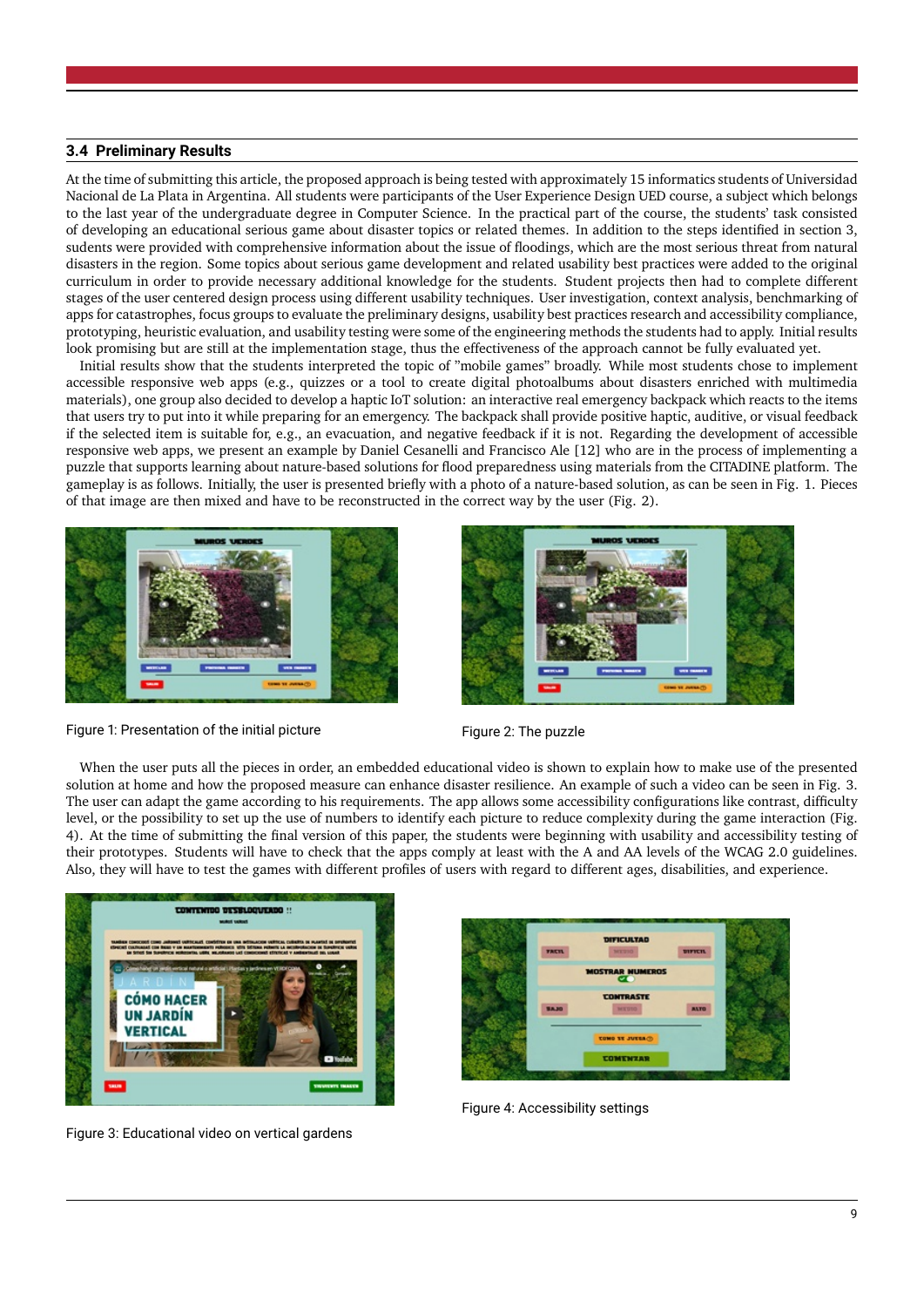### 3.4 Preliminary Results

At the time of submitting this article, the proposed approach is being tested with approximately 15 informatics students of Universidad Nacional de La Plata in Argentina. All students were participants of the User Experience Design UED course, a subject which belongs to the last year of the undergraduate degree in Computer Science. In the practical part of the course, the students' task consisted of developing an educational serious game about disaster topics or related themes. In addition to the steps identified in section 3, sudents were provided with comprehensive information about the issue of floodings, which are the most serious threat from natural disasters in the region. Some topics about serious game development and related usability best practices were added to the original curriculum in order to provide necessary additional knowledge for the students. Student projects then had to complete different stages of the user centered design process using different usability techniques. User investigation, context analysis, benchmarking of apps for catastrophes, focus groups to evaluate the preliminary designs, usability best practices research and accessibility compliance, prototyping, heuristic evaluation, and usability testing were some of the engineering methods the students had to apply. Initial results look promising but are still at the implementation stage, thus the effectiveness of the approach cannot be fully evaluated yet.

Initial results show that the students interpreted the topic of "mobile games" broadly. While most students chose to implement accessible responsive web apps (e.g., quizzes or a tool to create digital photoalbums about disasters enriched with multimedia materials), one group also decided to develop a haptic IoT solution: an interactive real emergency backpack which reacts to the items that users try to put into it while preparing for an emergency. The backpack shall provide positive haptic, auditive, or visual feedback if the selected item is suitable for, e.g., an evacuation, and negative feedback if it is not. Regarding the development of accessible responsive web apps, we present an example by Daniel Cesanelli and Francisco Ale [12] who are in the process of implementing a puzzle that supports learning about nature-based solutions for flood preparedness using materials from the CITADINE platform. The gameplay is as follows. Initially, the user is presented briefly with a photo of a nature-based solution, as can be seen in Fig. 1. Pieces of that image are then mixed and have to be reconstructed in the correct way by the user (Fig. 2).

Figure 1: Presentation of the initial picture

Figure 2: The puzzle

When the user puts all the pieces in order, an embedded educational video is shown to explain how to make use of the presented solution at home and how the proposed measure can enhance disaster resilience. An example of such a video can be seen in Fig. 3. The user can adapt the game according to his requirements. The app allows some accessibility configurations like contrast, difficulty level, or the possibility to set up the use of numbers to identify each picture to reduce complexity during the game interaction (Fig. 4). At the time of submitting the final version of this paper, the students were beginning with usability and accessibility testing of their prototypes. Students will have to check that the apps comply at least with the A and AA levels of the WCAG 2.0 guidelines. Also, they will have to test the games with different profiles of users with regard to different ages, disabilities, and experience.

Figure 3: Educational video on vertical gardens

Figure 4: Accessibility settings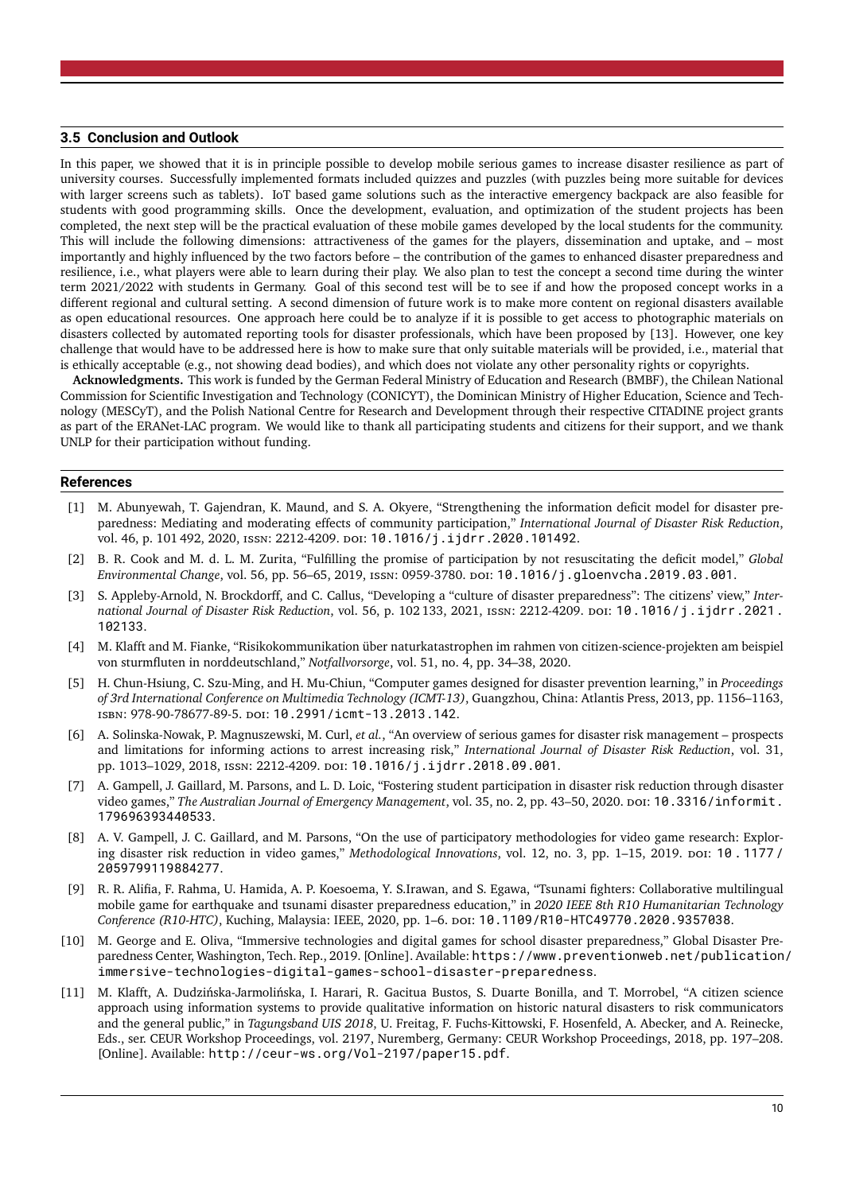### 3.5 Conclusion and Outlook

In this paper, we showed that it is in principle possible to develop mobile serious games to increase disaster resilience as part of university courses. Successfully implemented formats included quizzes and puzzles (with puzzles being more suitable for devices with larger screens such as tablets). IoT based game solutions such as the interactive emergency backpack are also feasible for students with good programming skills. Once the development, evaluation, and optimization of the student projects has been completed, the next step will be the practical evaluation of these mobile games developed by the local students for the community. This will include the following dimensions: attractiveness of the games for the players, dissemination and uptake, and – most importantly and highly influenced by the two factors before – the contribution of the games to enhanced disaster preparedness and resilience, i.e., what players were able to learn during their play. We also plan to test the concept a second time during the winter term 2021/2022 with students in Germany. Goal of this second test will be to see if and how the proposed concept works in a different regional and cultural setting. A second dimension of future work is to make more content on regional disasters available as open educational resources. One approach here could be to analyze if it is possible to get access to photographic materials on disasters collected by automated reporting tools for disaster professionals, which have been proposed by [13]. However, one key challenge that would have to be addressed here is how to make sure that only suitable materials will be provided, i.e., material that is ethically acceptable (e.g., not showing dead bodies), and which does not violate any other personality rights or copyrights.

**Acknowledgments.** This work is funded by the German Federal Ministry of Education and Research (BMBF), the Chilean National Commission for Scientific Investigation and Technology (CONICYT), the Dominican Ministry of Higher Education, Science and Technology (MESCyT), and the Polish National Centre for Research and Development through their respective CITADINE project grants as part of the ERANet-LAC program. We would like to thank all participating students and citizens for their support, and we thank UNLP for their participation without funding.

### References

[1] M. Abunyewah, T. Gajendran, K. Maund, and S. A. Okyere, "Strengthening the information deficit model for disaster preparedness: Mediating and moderating effects of community participation," *International Journal of Disaster Risk Reduction*, vol. 46, p. 101 492, 2020, ISSN: 2212-4209. DOI: 10.1016/j.ijdrr.2020.101492.

[2] B. R. Cook and M. d. L. M. Zurita, "Fulfilling the promise of participation by not resuscitating the deficit model," *Global Environmental Change*, vol. 56, pp. 56–65, 2019, ISSN: 0959-3780. DOI: 10.1016/j.gloenvcha.2019.03.001.

[3] S. Appleby-Arnold, N. Brockdorff, and C. Callus, "Developing a "culture of disaster preparedness": The citizens' view," *International Journal of Disaster Risk Reduction*, vol. 56, p. 102 133, 2021, ISSN: 2212-4209. DOI: 10.1016/j.ijdrr.2021.102133.

[4] M. Klafft and M. Fianke, "Risikokommunikation über naturkatastrophen im rahmen von citizen-science-projekten am beispiel von sturmfluten in norddeutschland," *Notfallvorsorge*, vol. 51, no. 4, pp. 34–38, 2020.

[5] H. Chun-Hsiung, C. Szu-Ming, and H. Mu-Chiun, "Computer games designed for disaster prevention learning," in *Proceedings of 3rd International Conference on Multimedia Technology (ICMT-13)*, Guangzhou, China: Atlantis Press, 2013, pp. 1156–1163, ISBN: 978-90-78677-89-5. DOI: 10.2991/icmt-13.2013.142.

[6] A. Solinska-Nowak, P. Magnuszewski, M. Curl, *et al.*, "An overview of serious games for disaster risk management – prospects and limitations for informing actions to arrest increasing risk," *International Journal of Disaster Risk Reduction*, vol. 31, pp. 1013–1029, 2018, ISSN: 2212-4209. DOI: 10.1016/j.ijdrr.2018.09.001.

[7] A. Gampell, J. Gaillard, M. Parsons, and L. D. Loic, "Fostering student participation in disaster risk reduction through disaster video games," *The Australian Journal of Emergency Management*, vol. 35, no. 2, pp. 43–50, 2020. DOI: 10.3316/informit.179696393440533.

[8] A. V. Gampell, J. C. Gaillard, and M. Parsons, "On the use of participatory methodologies for video game research: Exploring disaster risk reduction in video games," *Methodological Innovations*, vol. 12, no. 3, pp. 1–15, 2019. DOI: 10.1177/2059799119884277.

[9] R. R. Alifia, F. Rahma, U. Hamida, A. P. Koesoema, Y. S.Irawan, and S. Egawa, "Tsunami fighters: Collaborative multilingual mobile game for earthquake and tsunami disaster preparedness education," in *2020 IEEE 8th R10 Humanitarian Technology Conference (R10-HTC)*, Kuching, Malaysia: IEEE, 2020, pp. 1–6. DOI: 10.1109/R10-HTC49770.2020.9357038.

[10] M. George and E. Oliva, "Immersive technologies and digital games for school disaster preparedness," Global Disaster Preparedness Center, Washington, Tech. Rep., 2019. [Online]. Available: https://www.preventionweb.net/publication/immersive-technologies-digital-games-school-disaster-preparedness.

[11] M. Klafft, A. Dudzińska-Jarmolińska, I. Harari, R. Gacitua Bustos, S. Duarte Bonilla, and T. Morrobel, "A citizen science approach using information systems to provide qualitative information on historic natural disasters to risk communicators and the general public," in *Tagungsband UIS 2018*, U. Freitag, F. Fuchs-Kittowski, F. Hosenfeld, A. Abecker, and A. Reinecke, Eds., ser. CEUR Workshop Proceedings, vol. 2197, Nuremberg, Germany: CEUR Workshop Proceedings, 2018, pp. 197–208. [Online]. Available: http://ceur-ws.org/Vol-2197/paper15.pdf.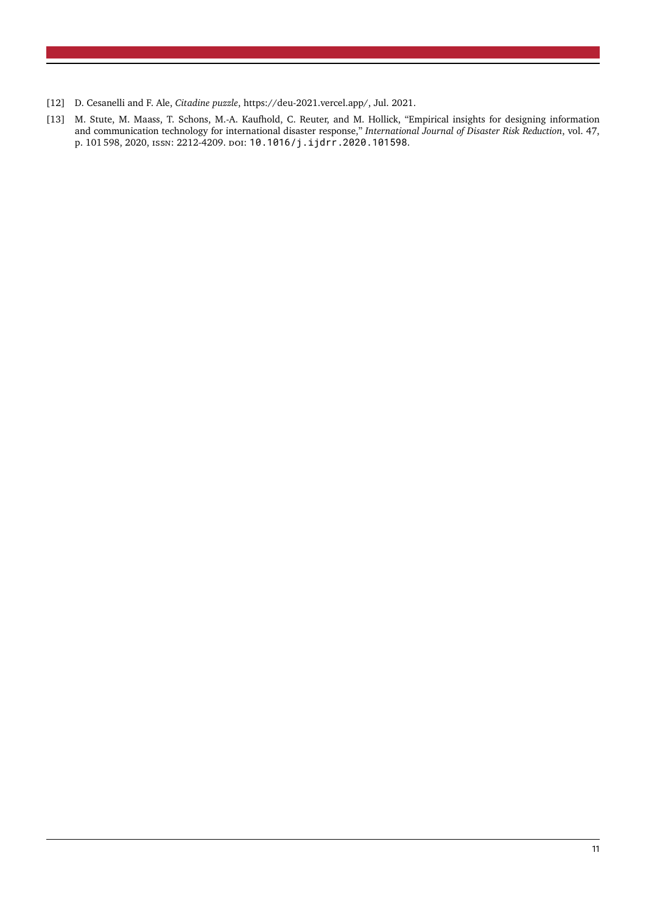[12] D. Cesanelli and F. Ale, *Citadine puzzle*, https://deu-2021.vercel.app/, Jul. 2021.

[13] M. Stute, M. Maass, T. Schons, M.-A. Kaufhold, C. Reuter, and M. Hollick, "Empirical insights for designing information and communication technology for international disaster response," *International Journal of Disaster Risk Reduction*, vol. 47, p. 101 598, 2020, ISSN: 2212-4209. DOI: 10.1016/j.ijdrr.2020.101598.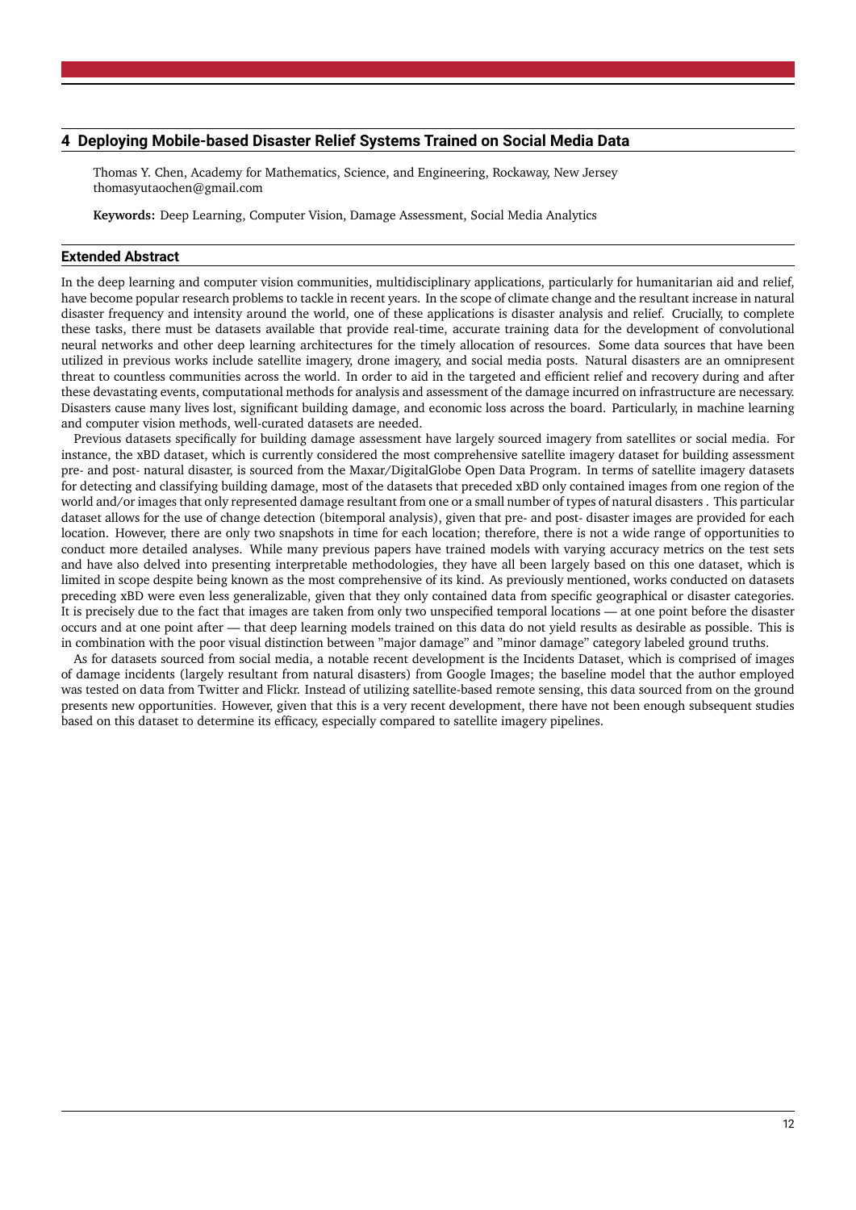## 4 Deploying Mobile-based Disaster Relief Systems Trained on Social Media Data

Thomas Y. Chen, Academy for Mathematics, Science, and Engineering, Rockaway, New Jersey
thomasyutaochen@gmail.com

**Keywords:** Deep Learning, Computer Vision, Damage Assessment, Social Media Analytics

### Extended Abstract

In the deep learning and computer vision communities, multidisciplinary applications, particularly for humanitarian aid and relief, have become popular research problems to tackle in recent years. In the scope of climate change and the resultant increase in natural disaster frequency and intensity around the world, one of these applications is disaster analysis and relief. Crucially, to complete these tasks, there must be datasets available that provide real-time, accurate training data for the development of convolutional neural networks and other deep learning architectures for the timely allocation of resources. Some data sources that have been utilized in previous works include satellite imagery, drone imagery, and social media posts. Natural disasters are an omnipresent threat to countless communities across the world. In order to aid in the targeted and efficient relief and recovery during and after these devastating events, computational methods for analysis and assessment of the damage incurred on infrastructure are necessary. Disasters cause many lives lost, significant building damage, and economic loss across the board. Particularly, in machine learning and computer vision methods, well-curated datasets are needed.

Previous datasets specifically for building damage assessment have largely sourced imagery from satellites or social media. For instance, the xBD dataset, which is currently considered the most comprehensive satellite imagery dataset for building assessment pre- and post- natural disaster, is sourced from the Maxar/DigitalGlobe Open Data Program. In terms of satellite imagery datasets for detecting and classifying building damage, most of the datasets that preceded xBD only contained images from one region of the world and/or images that only represented damage resultant from one or a small number of types of natural disasters . This particular dataset allows for the use of change detection (bitemporal analysis), given that pre- and post- disaster images are provided for each location. However, there are only two snapshots in time for each location; therefore, there is not a wide range of opportunities to conduct more detailed analyses. While many previous papers have trained models with varying accuracy metrics on the test sets and have also delved into presenting interpretable methodologies, they have all been largely based on this one dataset, which is limited in scope despite being known as the most comprehensive of its kind. As previously mentioned, works conducted on datasets preceding xBD were even less generalizable, given that they only contained data from specific geographical or disaster categories. It is precisely due to the fact that images are taken from only two unspecified temporal locations — at one point before the disaster occurs and at one point after — that deep learning models trained on this data do not yield results as desirable as possible. This is in combination with the poor visual distinction between "major damage" and "minor damage" category labeled ground truths.

As for datasets sourced from social media, a notable recent development is the Incidents Dataset, which is comprised of images of damage incidents (largely resultant from natural disasters) from Google Images; the baseline model that the author employed was tested on data from Twitter and Flickr. Instead of utilizing satellite-based remote sensing, this data sourced from on the ground presents new opportunities. However, given that this is a very recent development, there have not been enough subsequent studies based on this dataset to determine its efficacy, especially compared to satellite imagery pipelines.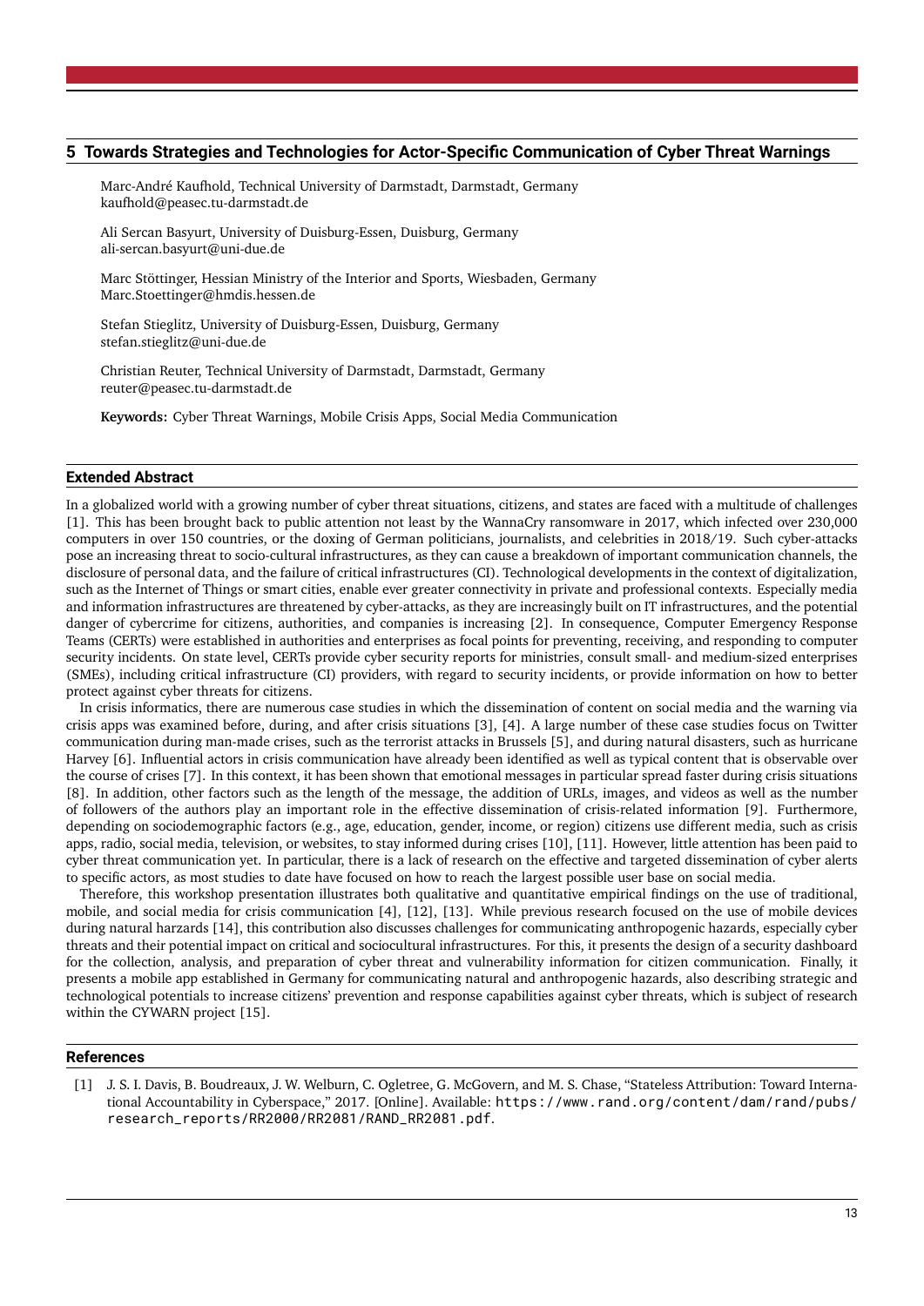## 5 Towards Strategies and Technologies for Actor-Specific Communication of Cyber Threat Warnings

Marc-André Kaufhold, Technical University of Darmstadt, Darmstadt, Germany
kaufhold@peasec.tu-darmstadt.de

Ali Sercan Basyurt, University of Duisburg-Essen, Duisburg, Germany
ali-sercan.basyurt@uni-due.de

Marc Stöttinger, Hessian Ministry of the Interior and Sports, Wiesbaden, Germany
Marc.Stoettinger@hmdis.hessen.de

Stefan Stieglitz, University of Duisburg-Essen, Duisburg, Germany
stefan.stieglitz@uni-due.de

Christian Reuter, Technical University of Darmstadt, Darmstadt, Germany
reuter@peasec.tu-darmstadt.de

**Keywords:** Cyber Threat Warnings, Mobile Crisis Apps, Social Media Communication

### Extended Abstract

In a globalized world with a growing number of cyber threat situations, citizens, and states are faced with a multitude of challenges [1]. This has been brought back to public attention not least by the WannaCry ransomware in 2017, which infected over 230,000 computers in over 150 countries, or the doxing of German politicians, journalists, and celebrities in 2018/19. Such cyber-attacks pose an increasing threat to socio-cultural infrastructures, as they can cause a breakdown of important communication channels, the disclosure of personal data, and the failure of critical infrastructures (CI). Technological developments in the context of digitalization, such as the Internet of Things or smart cities, enable ever greater connectivity in private and professional contexts. Especially media and information infrastructures are threatened by cyber-attacks, as they are increasingly built on IT infrastructures, and the potential danger of cybercrime for citizens, authorities, and companies is increasing [2]. In consequence, Computer Emergency Response Teams (CERTs) were established in authorities and enterprises as focal points for preventing, receiving, and responding to computer security incidents. On state level, CERTs provide cyber security reports for ministries, consult small- and medium-sized enterprises (SMEs), including critical infrastructure (CI) providers, with regard to security incidents, or provide information on how to better protect against cyber threats for citizens.

In crisis informatics, there are numerous case studies in which the dissemination of content on social media and the warning via crisis apps was examined before, during, and after crisis situations [3], [4]. A large number of these case studies focus on Twitter communication during man-made crises, such as the terrorist attacks in Brussels [5], and during natural disasters, such as hurricane Harvey [6]. Influential actors in crisis communication have already been identified as well as typical content that is observable over the course of crises [7]. In this context, it has been shown that emotional messages in particular spread faster during crisis situations [8]. In addition, other factors such as the length of the message, the addition of URLs, images, and videos as well as the number of followers of the authors play an important role in the effective dissemination of crisis-related information [9]. Furthermore, depending on sociodemographic factors (e.g., age, education, gender, income, or region) citizens use different media, such as crisis apps, radio, social media, television, or websites, to stay informed during crises [10], [11]. However, little attention has been paid to cyber threat communication yet. In particular, there is a lack of research on the effective and targeted dissemination of cyber alerts to specific actors, as most studies to date have focused on how to reach the largest possible user base on social media.

Therefore, this workshop presentation illustrates both qualitative and quantitative empirical findings on the use of traditional, mobile, and social media for crisis communication [4], [12], [13]. While previous research focused on the use of mobile devices during natural harzards [14], this contribution also discusses challenges for communicating anthropogenic hazards, especially cyber threats and their potential impact on critical and sociocultural infrastructures. For this, it presents the design of a security dashboard for the collection, analysis, and preparation of cyber threat and vulnerability information for citizen communication. Finally, it presents a mobile app established in Germany for communicating natural and anthropogenic hazards, also describing strategic and technological potentials to increase citizens' prevention and response capabilities against cyber threats, which is subject of research within the CYWARN project [15].

### References

[1] J. S. I. Davis, B. Boudreaux, J. W. Welburn, C. Ogletree, G. McGovern, and M. S. Chase, "Stateless Attribution: Toward International Accountability in Cyberspace," 2017. [Online]. Available: https://www.rand.org/content/dam/rand/pubs/research_reports/RR2000/RR2081/RAND_RR2081.pdf.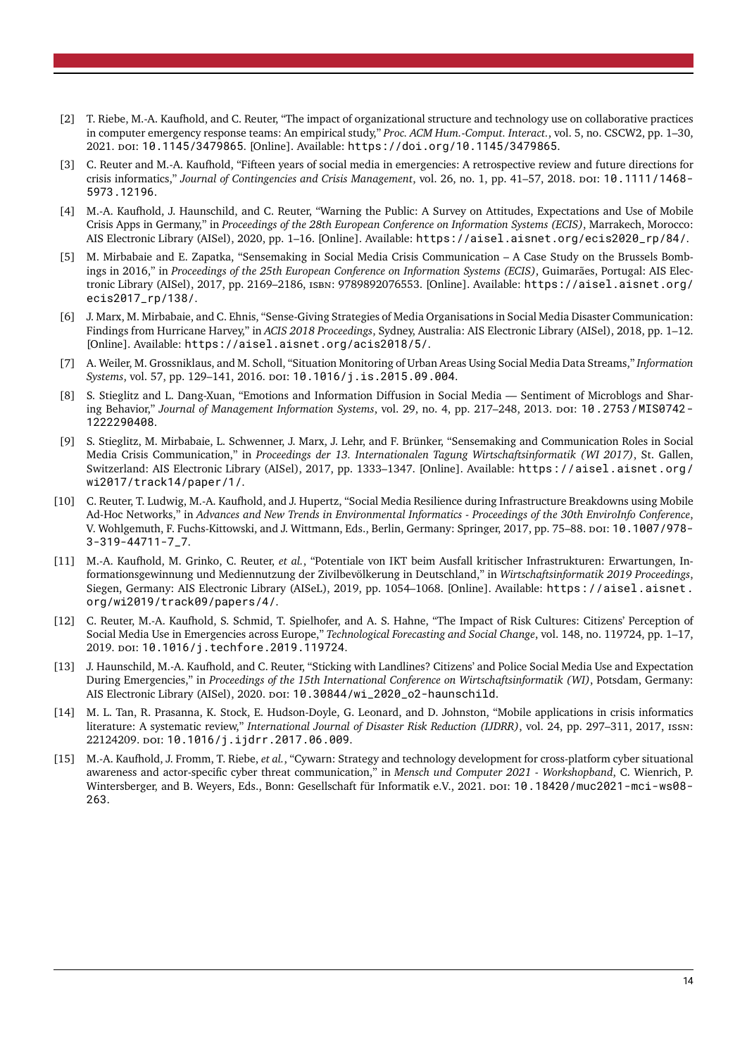[2] T. Riebe, M.-A. Kaufhold, and C. Reuter, "The impact of organizational structure and technology use on collaborative practices in computer emergency response teams: An empirical study," *Proc. ACM Hum.-Comput. Interact.*, vol. 5, no. CSCW2, pp. 1–30, 2021. DOI: 10.1145/3479865. [Online]. Available: https://doi.org/10.1145/3479865.

[3] C. Reuter and M.-A. Kaufhold, "Fifteen years of social media in emergencies: A retrospective review and future directions for crisis informatics," *Journal of Contingencies and Crisis Management*, vol. 26, no. 1, pp. 41–57, 2018. DOI: 10.1111/1468-5973.12196.

[4] M.-A. Kaufhold, J. Haunschild, and C. Reuter, "Warning the Public: A Survey on Attitudes, Expectations and Use of Mobile Crisis Apps in Germany," in *Proceedings of the 28th European Conference on Information Systems (ECIS)*, Marrakech, Morocco: AIS Electronic Library (AISel), 2020, pp. 1–16. [Online]. Available: https://aisel.aisnet.org/ecis2020_rp/84/.

[5] M. Mirbabaie and E. Zapatka, "Sensemaking in Social Media Crisis Communication – A Case Study on the Brussels Bombings in 2016," in *Proceedings of the 25th European Conference on Information Systems (ECIS)*, Guimarães, Portugal: AIS Electronic Library (AISel), 2017, pp. 2169–2186, ISBN: 9789892076553. [Online]. Available: https://aisel.aisnet.org/ecis2017_rp/138/.

[6] J. Marx, M. Mirbabaie, and C. Ehnis, "Sense-Giving Strategies of Media Organisations in Social Media Disaster Communication: Findings from Hurricane Harvey," in *ACIS 2018 Proceedings*, Sydney, Australia: AIS Electronic Library (AISel), 2018, pp. 1–12. [Online]. Available: https://aisel.aisnet.org/acis2018/5/.

[7] A. Weiler, M. Grossniklaus, and M. Scholl, "Situation Monitoring of Urban Areas Using Social Media Data Streams," *Information Systems*, vol. 57, pp. 129–141, 2016. DOI: 10.1016/j.is.2015.09.004.

[8] S. Stieglitz and L. Dang-Xuan, "Emotions and Information Diffusion in Social Media — Sentiment of Microblogs and Sharing Behavior," *Journal of Management Information Systems*, vol. 29, no. 4, pp. 217–248, 2013. DOI: 10.2753/MIS0742-1222290408.

[9] S. Stieglitz, M. Mirbabaie, L. Schwenner, J. Marx, J. Lehr, and F. Brünker, "Sensemaking and Communication Roles in Social Media Crisis Communication," in *Proceedings der 13. Internationalen Tagung Wirtschaftsinformatik (WI 2017)*, St. Gallen, Switzerland: AIS Electronic Library (AISel), 2017, pp. 1333–1347. [Online]. Available: https://aisel.aisnet.org/wi2017/track14/paper/1/.

[10] C. Reuter, T. Ludwig, M.-A. Kaufhold, and J. Hupertz, "Social Media Resilience during Infrastructure Breakdowns using Mobile Ad-Hoc Networks," in *Advances and New Trends in Environmental Informatics - Proceedings of the 30th EnviroInfo Conference*, V. Wohlgemuth, F. Fuchs-Kittowski, and J. Wittmann, Eds., Berlin, Germany: Springer, 2017, pp. 75–88. DOI: 10.1007/978-3-319-44711-7_7.

[11] M.-A. Kaufhold, M. Grinko, C. Reuter, *et al.*, "Potentiale von IKT beim Ausfall kritischer Infrastrukturen: Erwartungen, Informationsgewinnung und Mediennutzung der Zivilbevölkerung in Deutschland," in *Wirtschaftsinformatik 2019 Proceedings*, Siegen, Germany: AIS Electronic Library (AISeL), 2019, pp. 1054–1068. [Online]. Available: https://aisel.aisnet.org/wi2019/track09/papers/4/.

[12] C. Reuter, M.-A. Kaufhold, S. Schmid, T. Spielhofer, and A. S. Hahne, "The Impact of Risk Cultures: Citizens' Perception of Social Media Use in Emergencies across Europe," *Technological Forecasting and Social Change*, vol. 148, no. 119724, pp. 1–17, 2019. DOI: 10.1016/j.techfore.2019.119724.

[13] J. Haunschild, M.-A. Kaufhold, and C. Reuter, "Sticking with Landlines? Citizens' and Police Social Media Use and Expectation During Emergencies," in *Proceedings of the 15th International Conference on Wirtschaftsinformatik (WI)*, Potsdam, Germany: AIS Electronic Library (AISel), 2020. DOI: 10.30844/wi_2020_o2-haunschild.

[14] M. L. Tan, R. Prasanna, K. Stock, E. Hudson-Doyle, G. Leonard, and D. Johnston, "Mobile applications in crisis informatics literature: A systematic review," *International Journal of Disaster Risk Reduction (IJDRR)*, vol. 24, pp. 297–311, 2017, ISSN: 22124209. DOI: 10.1016/j.ijdrr.2017.06.009.

[15] M.-A. Kaufhold, J. Fromm, T. Riebe, *et al.*, "Cywarn: Strategy and technology development for cross-platform cyber situational awareness and actor-specific cyber threat communication," in *Mensch und Computer 2021 - Workshopband*, C. Wienrich, P. Wintersberger, and B. Weyers, Eds., Bonn: Gesellschaft für Informatik e.V., 2021. DOI: 10.18420/muc2021-mci-ws08-263.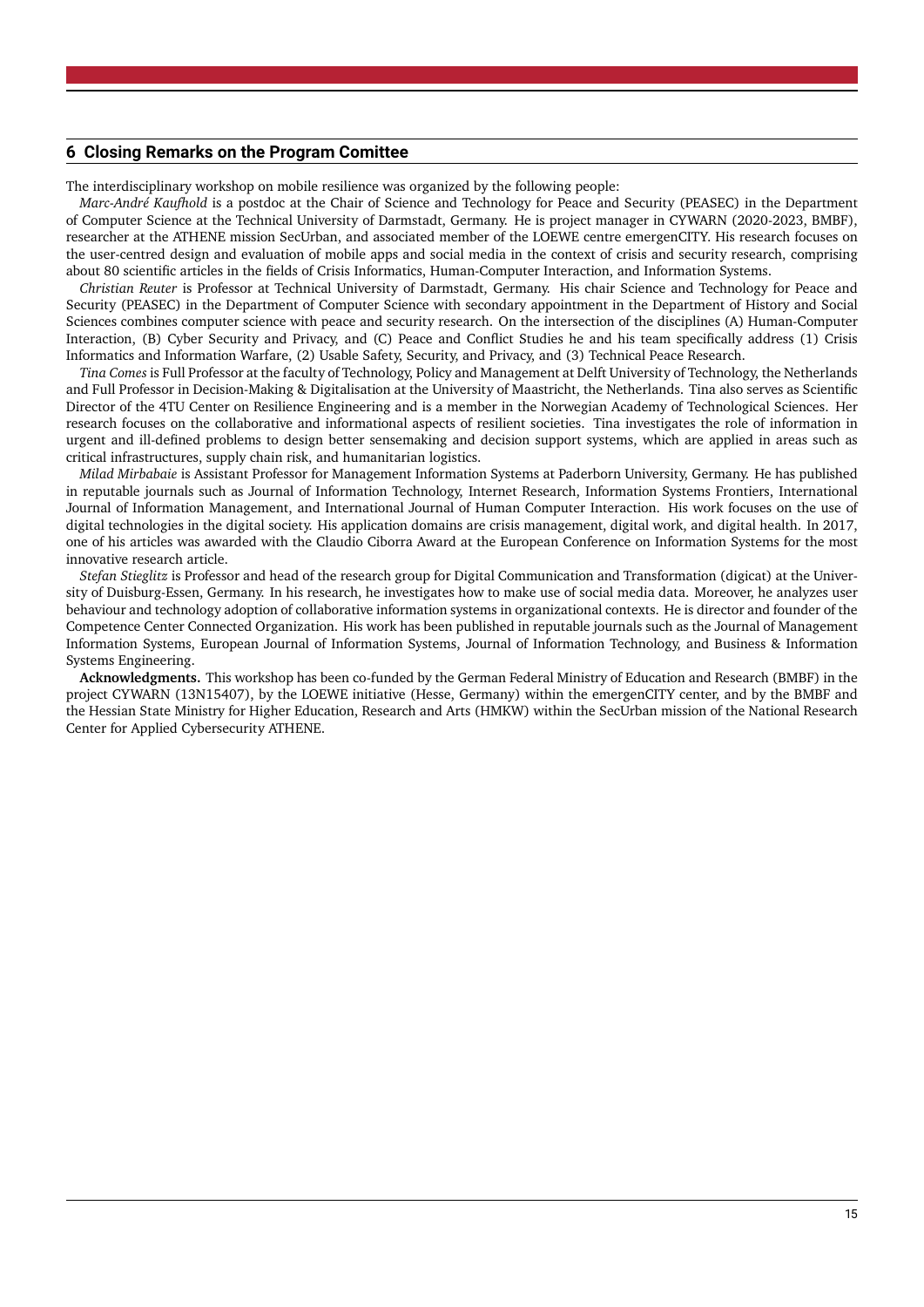## 6 Closing Remarks on the Program Comittee

The interdisciplinary workshop on mobile resilience was organized by the following people:

*Marc-André Kaufhold* is a postdoc at the Chair of Science and Technology for Peace and Security (PEASEC) in the Department of Computer Science at the Technical University of Darmstadt, Germany. He is project manager in CYWARN (2020-2023, BMBF), researcher at the ATHENE mission SecUrban, and associated member of the LOEWE centre emergenCITY. His research focuses on the user-centred design and evaluation of mobile apps and social media in the context of crisis and security research, comprising about 80 scientific articles in the fields of Crisis Informatics, Human-Computer Interaction, and Information Systems.

*Christian Reuter* is Professor at Technical University of Darmstadt, Germany. His chair Science and Technology for Peace and Security (PEASEC) in the Department of Computer Science with secondary appointment in the Department of History and Social Sciences combines computer science with peace and security research. On the intersection of the disciplines (A) Human-Computer Interaction, (B) Cyber Security and Privacy, and (C) Peace and Conflict Studies he and his team specifically address (1) Crisis Informatics and Information Warfare, (2) Usable Safety, Security, and Privacy, and (3) Technical Peace Research.

*Tina Comes* is Full Professor at the faculty of Technology, Policy and Management at Delft University of Technology, the Netherlands and Full Professor in Decision-Making & Digitalisation at the University of Maastricht, the Netherlands. Tina also serves as Scientific Director of the 4TU Center on Resilience Engineering and is a member in the Norwegian Academy of Technological Sciences. Her research focuses on the collaborative and informational aspects of resilient societies. Tina investigates the role of information in urgent and ill-defined problems to design better sensemaking and decision support systems, which are applied in areas such as critical infrastructures, supply chain risk, and humanitarian logistics.

*Milad Mirbabaie* is Assistant Professor for Management Information Systems at Paderborn University, Germany. He has published in reputable journals such as Journal of Information Technology, Internet Research, Information Systems Frontiers, International Journal of Information Management, and International Journal of Human Computer Interaction. His work focuses on the use of digital technologies in the digital society. His application domains are crisis management, digital work, and digital health. In 2017, one of his articles was awarded with the Claudio Ciborra Award at the European Conference on Information Systems for the most innovative research article.

*Stefan Stieglitz* is Professor and head of the research group for Digital Communication and Transformation (digicat) at the University of Duisburg-Essen, Germany. In his research, he investigates how to make use of social media data. Moreover, he analyzes user behaviour and technology adoption of collaborative information systems in organizational contexts. He is director and founder of the Competence Center Connected Organization. His work has been published in reputable journals such as the Journal of Management Information Systems, European Journal of Information Systems, Journal of Information Technology, and Business & Information Systems Engineering.

**Acknowledgments.** This workshop has been co-funded by the German Federal Ministry of Education and Research (BMBF) in the project CYWARN (13N15407), by the LOEWE initiative (Hesse, Germany) within the emergenCITY center, and by the BMBF and the Hessian State Ministry for Higher Education, Research and Arts (HMKW) within the SecUrban mission of the National Research Center for Applied Cybersecurity ATHENE.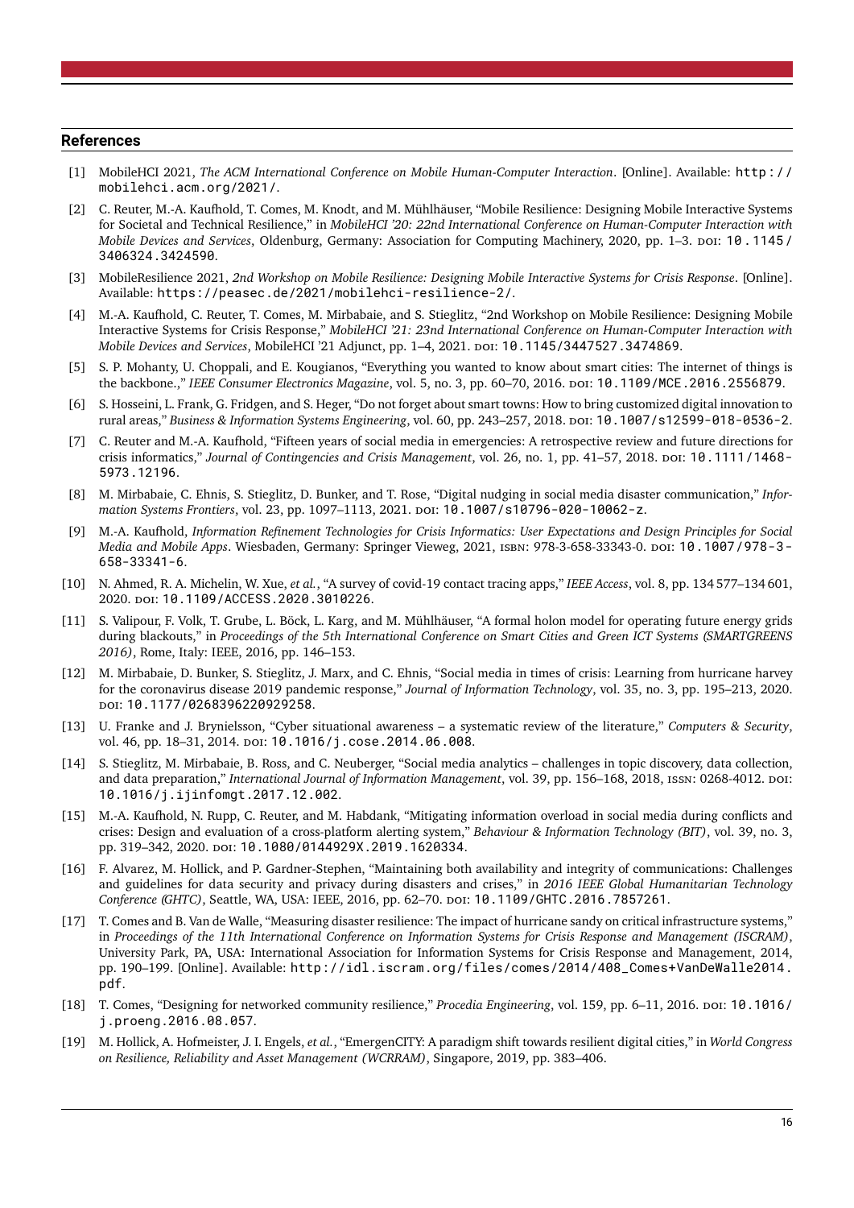## References

[1] MobileHCI 2021, *The ACM International Conference on Mobile Human-Computer Interaction*. [Online]. Available: http://mobilehci.acm.org/2021/.

[2] C. Reuter, M.-A. Kaufhold, T. Comes, M. Knodt, and M. Mühlhäuser, "Mobile Resilience: Designing Mobile Interactive Systems for Societal and Technical Resilience," in *MobileHCI '20: 22nd International Conference on Human-Computer Interaction with Mobile Devices and Services*, Oldenburg, Germany: Association for Computing Machinery, 2020, pp. 1–3. DOI: 10.1145/3406324.3424590.

[3] MobileResilience 2021, *2nd Workshop on Mobile Resilience: Designing Mobile Interactive Systems for Crisis Response*. [Online]. Available: https://peasec.de/2021/mobilehci-resilience-2/.

[4] M.-A. Kaufhold, C. Reuter, T. Comes, M. Mirbabaie, and S. Stieglitz, "2nd Workshop on Mobile Resilience: Designing Mobile Interactive Systems for Crisis Response," *MobileHCI '21: 23nd International Conference on Human-Computer Interaction with Mobile Devices and Services*, MobileHCI '21 Adjunct, pp. 1–4, 2021. DOI: 10.1145/3447527.3474869.

[5] S. P. Mohanty, U. Choppali, and E. Kougianos, "Everything you wanted to know about smart cities: The internet of things is the backbone.," *IEEE Consumer Electronics Magazine*, vol. 5, no. 3, pp. 60–70, 2016. DOI: 10.1109/MCE.2016.2556879.

[6] S. Hosseini, L. Frank, G. Fridgen, and S. Heger, "Do not forget about smart towns: How to bring customized digital innovation to rural areas," *Business & Information Systems Engineering*, vol. 60, pp. 243–257, 2018. DOI: 10.1007/s12599-018-0536-2.

[7] C. Reuter and M.-A. Kaufhold, "Fifteen years of social media in emergencies: A retrospective review and future directions for crisis informatics," *Journal of Contingencies and Crisis Management*, vol. 26, no. 1, pp. 41–57, 2018. DOI: 10.1111/1468-5973.12196.

[8] M. Mirbabaie, C. Ehnis, S. Stieglitz, D. Bunker, and T. Rose, "Digital nudging in social media disaster communication," *Information Systems Frontiers*, vol. 23, pp. 1097–1113, 2021. DOI: 10.1007/s10796-020-10062-z.

[9] M.-A. Kaufhold, *Information Refinement Technologies for Crisis Informatics: User Expectations and Design Principles for Social Media and Mobile Apps*. Wiesbaden, Germany: Springer Vieweg, 2021, ISBN: 978-3-658-33343-0. DOI: 10.1007/978-3-658-33341-6.

[10] N. Ahmed, R. A. Michelin, W. Xue, *et al.*, "A survey of covid-19 contact tracing apps," *IEEE Access*, vol. 8, pp. 134 577–134 601, 2020. DOI: 10.1109/ACCESS.2020.3010226.

[11] S. Valipour, F. Volk, T. Grube, L. Böck, L. Karg, and M. Mühlhäuser, "A formal holon model for operating future energy grids during blackouts," in *Proceedings of the 5th International Conference on Smart Cities and Green ICT Systems (SMARTGREENS 2016)*, Rome, Italy: IEEE, 2016, pp. 146–153.

[12] M. Mirbabaie, D. Bunker, S. Stieglitz, J. Marx, and C. Ehnis, "Social media in times of crisis: Learning from hurricane harvey for the coronavirus disease 2019 pandemic response," *Journal of Information Technology*, vol. 35, no. 3, pp. 195–213, 2020. DOI: 10.1177/0268396220929258.

[13] U. Franke and J. Brynielsson, "Cyber situational awareness – a systematic review of the literature," *Computers & Security*, vol. 46, pp. 18–31, 2014. DOI: 10.1016/j.cose.2014.06.008.

[14] S. Stieglitz, M. Mirbabaie, B. Ross, and C. Neuberger, "Social media analytics – challenges in topic discovery, data collection, and data preparation," *International Journal of Information Management*, vol. 39, pp. 156–168, 2018, ISSN: 0268-4012. DOI: 10.1016/j.ijinfomgt.2017.12.002.

[15] M.-A. Kaufhold, N. Rupp, C. Reuter, and M. Habdank, "Mitigating information overload in social media during conflicts and crises: Design and evaluation of a cross-platform alerting system," *Behaviour & Information Technology (BIT)*, vol. 39, no. 3, pp. 319–342, 2020. DOI: 10.1080/0144929X.2019.1620334.

[16] F. Alvarez, M. Hollick, and P. Gardner-Stephen, "Maintaining both availability and integrity of communications: Challenges and guidelines for data security and privacy during disasters and crises," in *2016 IEEE Global Humanitarian Technology Conference (GHTC)*, Seattle, WA, USA: IEEE, 2016, pp. 62–70. DOI: 10.1109/GHTC.2016.7857261.

[17] T. Comes and B. Van de Walle, "Measuring disaster resilience: The impact of hurricane sandy on critical infrastructure systems," in *Proceedings of the 11th International Conference on Information Systems for Crisis Response and Management (ISCRAM)*, University Park, PA, USA: International Association for Information Systems for Crisis Response and Management, 2014, pp. 190–199. [Online]. Available: http://idl.iscram.org/files/comes/2014/408_Comes+VanDeWalle2014.pdf.

[18] T. Comes, "Designing for networked community resilience," *Procedia Engineering*, vol. 159, pp. 6–11, 2016. DOI: 10.1016/j.proeng.2016.08.057.

[19] M. Hollick, A. Hofmeister, J. I. Engels, *et al.*, "EmergenCITY: A paradigm shift towards resilient digital cities," in *World Congress on Resilience, Reliability and Asset Management (WCRRAM)*, Singapore, 2019, pp. 383–406.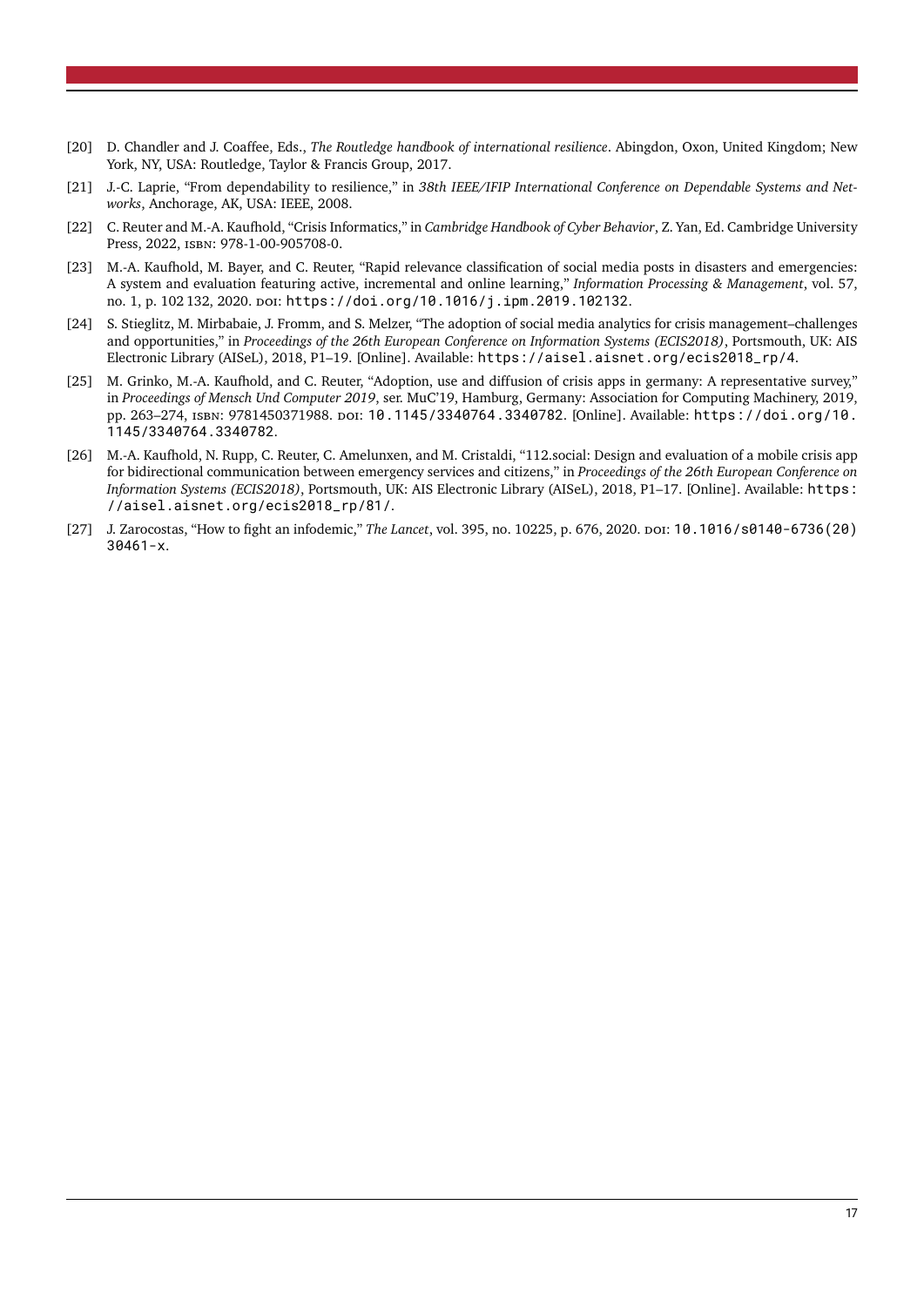[20] D. Chandler and J. Coaffee, Eds., *The Routledge handbook of international resilience*. Abingdon, Oxon, United Kingdom; New York, NY, USA: Routledge, Taylor & Francis Group, 2017.

[21] J.-C. Laprie, "From dependability to resilience," in *38th IEEE/IFIP International Conference on Dependable Systems and Networks*, Anchorage, AK, USA: IEEE, 2008.

[22] C. Reuter and M.-A. Kaufhold, "Crisis Informatics," in *Cambridge Handbook of Cyber Behavior*, Z. Yan, Ed. Cambridge University Press, 2022, ISBN: 978-1-00-905708-0.

[23] M.-A. Kaufhold, M. Bayer, and C. Reuter, "Rapid relevance classification of social media posts in disasters and emergencies: A system and evaluation featuring active, incremental and online learning," *Information Processing & Management*, vol. 57, no. 1, p. 102 132, 2020. DOI: https://doi.org/10.1016/j.ipm.2019.102132.

[24] S. Stieglitz, M. Mirbabaie, J. Fromm, and S. Melzer, "The adoption of social media analytics for crisis management–challenges and opportunities," in *Proceedings of the 26th European Conference on Information Systems (ECIS2018)*, Portsmouth, UK: AIS Electronic Library (AISeL), 2018, P1–19. [Online]. Available: https://aisel.aisnet.org/ecis2018_rp/4.

[25] M. Grinko, M.-A. Kaufhold, and C. Reuter, "Adoption, use and diffusion of crisis apps in germany: A representative survey," in *Proceedings of Mensch Und Computer 2019*, ser. MuC'19, Hamburg, Germany: Association for Computing Machinery, 2019, pp. 263–274, ISBN: 9781450371988. DOI: 10.1145/3340764.3340782. [Online]. Available: https://doi.org/10.1145/3340764.3340782.

[26] M.-A. Kaufhold, N. Rupp, C. Reuter, C. Amelunxen, and M. Cristaldi, "112.social: Design and evaluation of a mobile crisis app for bidirectional communication between emergency services and citizens," in *Proceedings of the 26th European Conference on Information Systems (ECIS2018)*, Portsmouth, UK: AIS Electronic Library (AISeL), 2018, P1–17. [Online]. Available: https://aisel.aisnet.org/ecis2018_rp/81/.

[27] J. Zarocostas, "How to fight an infodemic," *The Lancet*, vol. 395, no. 10225, p. 676, 2020. DOI: 10.1016/s0140-6736(20)30461-x.